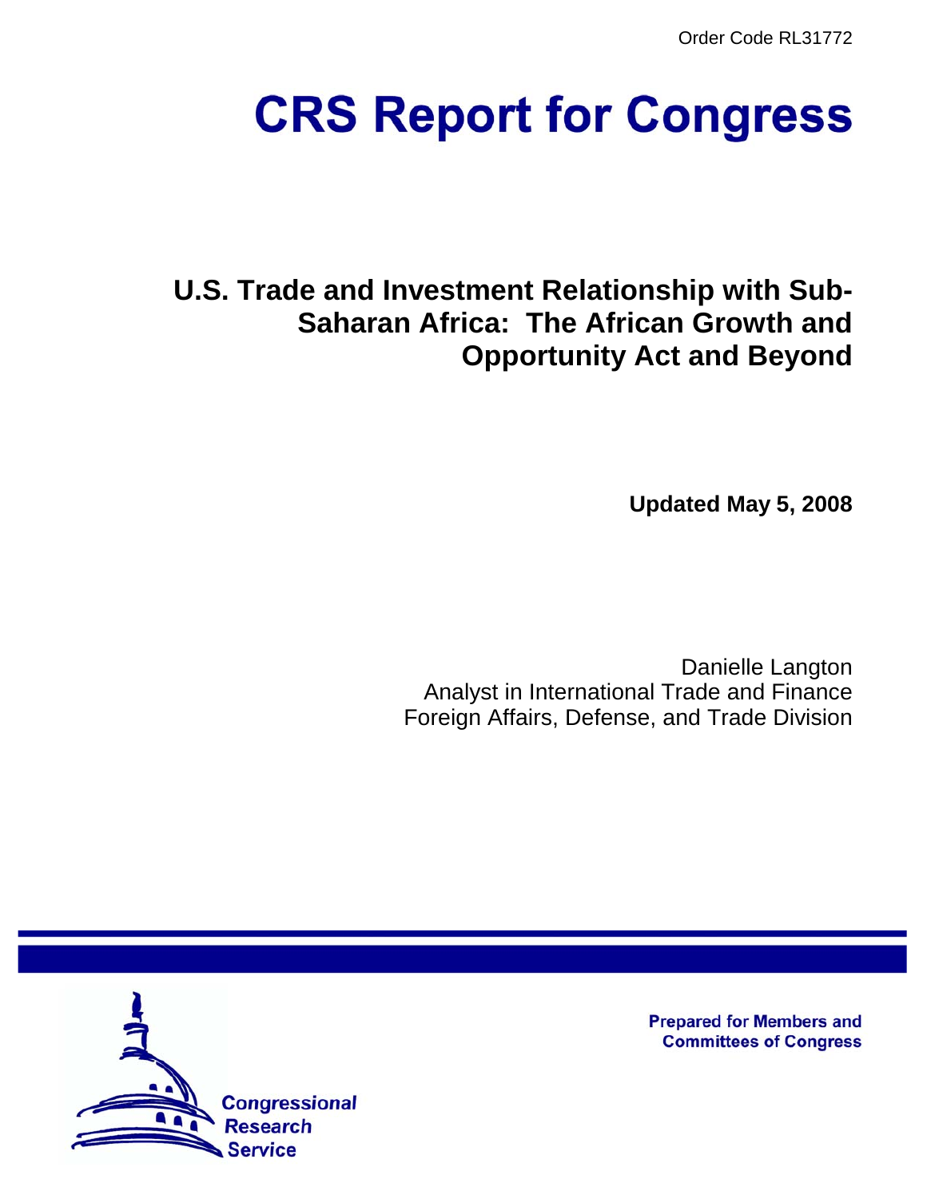Order Code RL31772

# CRS Report for Congress

## U.S. Trade and Investment Relationship with Sub-Saharan Africa: The African Growth and Opportunity Act and Beyond

**Updated May 5, 2008**

Danielle Langton
Analyst in International Trade and Finance
Foreign Affairs, Defense, and Trade Division

Prepared for Members and Committees of Congress

Congressional Research Service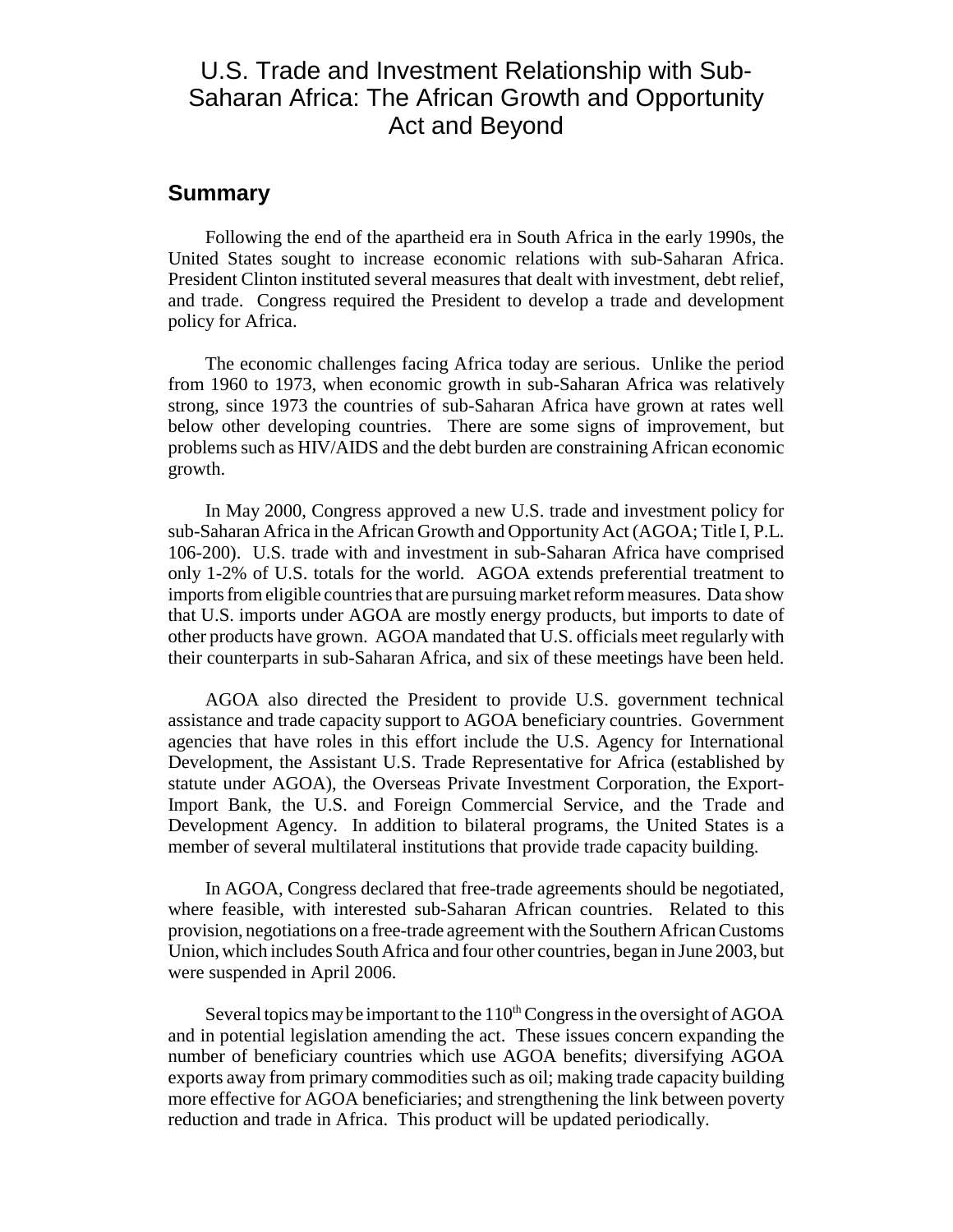# U.S. Trade and Investment Relationship with Sub-Saharan Africa: The African Growth and Opportunity Act and Beyond

## Summary

Following the end of the apartheid era in South Africa in the early 1990s, the United States sought to increase economic relations with sub-Saharan Africa. President Clinton instituted several measures that dealt with investment, debt relief, and trade. Congress required the President to develop a trade and development policy for Africa.

The economic challenges facing Africa today are serious. Unlike the period from 1960 to 1973, when economic growth in sub-Saharan Africa was relatively strong, since 1973 the countries of sub-Saharan Africa have grown at rates well below other developing countries. There are some signs of improvement, but problems such as HIV/AIDS and the debt burden are constraining African economic growth.

In May 2000, Congress approved a new U.S. trade and investment policy for sub-Saharan Africa in the African Growth and Opportunity Act (AGOA; Title I, P.L. 106-200). U.S. trade with and investment in sub-Saharan Africa have comprised only 1-2% of U.S. totals for the world. AGOA extends preferential treatment to imports from eligible countries that are pursuing market reform measures. Data show that U.S. imports under AGOA are mostly energy products, but imports to date of other products have grown. AGOA mandated that U.S. officials meet regularly with their counterparts in sub-Saharan Africa, and six of these meetings have been held.

AGOA also directed the President to provide U.S. government technical assistance and trade capacity support to AGOA beneficiary countries. Government agencies that have roles in this effort include the U.S. Agency for International Development, the Assistant U.S. Trade Representative for Africa (established by statute under AGOA), the Overseas Private Investment Corporation, the Export-Import Bank, the U.S. and Foreign Commercial Service, and the Trade and Development Agency. In addition to bilateral programs, the United States is a member of several multilateral institutions that provide trade capacity building.

In AGOA, Congress declared that free-trade agreements should be negotiated, where feasible, with interested sub-Saharan African countries. Related to this provision, negotiations on a free-trade agreement with the Southern African Customs Union, which includes South Africa and four other countries, began in June 2003, but were suspended in April 2006.

Several topics may be important to the 110th Congress in the oversight of AGOA and in potential legislation amending the act. These issues concern expanding the number of beneficiary countries which use AGOA benefits; diversifying AGOA exports away from primary commodities such as oil; making trade capacity building more effective for AGOA beneficiaries; and strengthening the link between poverty reduction and trade in Africa. This product will be updated periodically.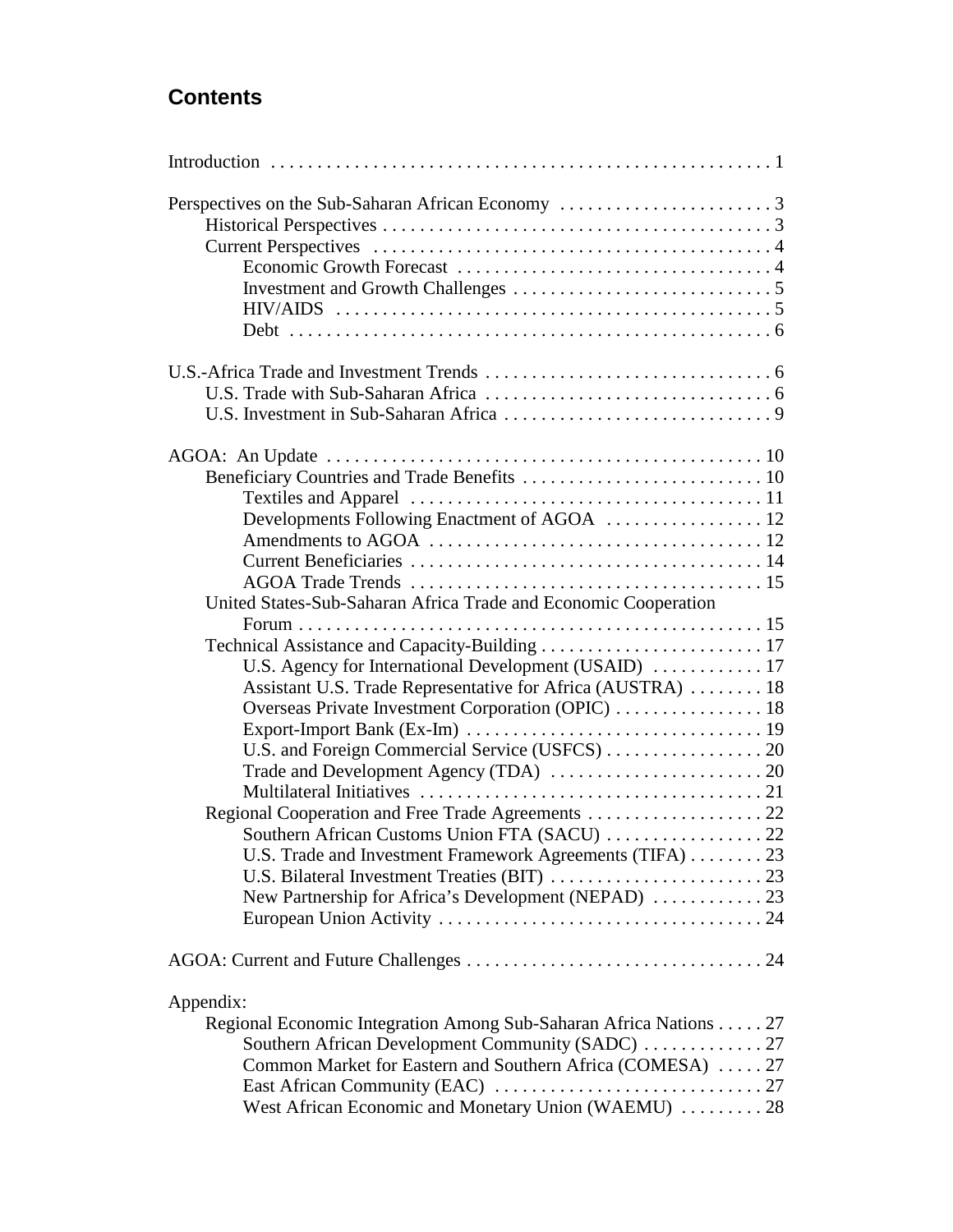## Contents

Introduction . . . . . . . . . . . . . . . . . . . . . . . . . . . . . . . . . . . . . . . . . . . . . . . . . . . . . . 1

Perspectives on the Sub-Saharan African Economy . . . . . . . . . . . . . . . . . . . . . . . 3
- Historical Perspectives . . . . . . . . . . . . . . . . . . . . . . . . . . . . . . . . . . . . . . . . . . 3
- Current Perspectives . . . . . . . . . . . . . . . . . . . . . . . . . . . . . . . . . . . . . . . . . . . 4
  - Economic Growth Forecast . . . . . . . . . . . . . . . . . . . . . . . . . . . . . . . . . . 4
  - Investment and Growth Challenges . . . . . . . . . . . . . . . . . . . . . . . . . . . . 5
  - HIV/AIDS . . . . . . . . . . . . . . . . . . . . . . . . . . . . . . . . . . . . . . . . . . . . . . . 5
  - Debt . . . . . . . . . . . . . . . . . . . . . . . . . . . . . . . . . . . . . . . . . . . . . . . . . . . 6

U.S.-Africa Trade and Investment Trends . . . . . . . . . . . . . . . . . . . . . . . . . . . . . . . 6
- U.S. Trade with Sub-Saharan Africa . . . . . . . . . . . . . . . . . . . . . . . . . . . . . . . 6
- U.S. Investment in Sub-Saharan Africa . . . . . . . . . . . . . . . . . . . . . . . . . . . . . 9

AGOA: An Update . . . . . . . . . . . . . . . . . . . . . . . . . . . . . . . . . . . . . . . . . . . . . . . 10
- Beneficiary Countries and Trade Benefits . . . . . . . . . . . . . . . . . . . . . . . . . . 10
  - Textiles and Apparel . . . . . . . . . . . . . . . . . . . . . . . . . . . . . . . . . . . . . . 11
  - Developments Following Enactment of AGOA . . . . . . . . . . . . . . . . . 12
  - Amendments to AGOA . . . . . . . . . . . . . . . . . . . . . . . . . . . . . . . . . . . . 12
  - Current Beneficiaries . . . . . . . . . . . . . . . . . . . . . . . . . . . . . . . . . . . . . . 14
  - AGOA Trade Trends . . . . . . . . . . . . . . . . . . . . . . . . . . . . . . . . . . . . . . 15
- United States-Sub-Saharan Africa Trade and Economic Cooperation Forum . . . . . . . . . . . . . . . . . . . . . . . . . . . . . . . . . . . . . . . . . . . . . . . . . . 15
- Technical Assistance and Capacity-Building . . . . . . . . . . . . . . . . . . . . . . . . 17
  - U.S. Agency for International Development (USAID) . . . . . . . . . . . . 17
  - Assistant U.S. Trade Representative for Africa (AUSTRA) . . . . . . . . 18
  - Overseas Private Investment Corporation (OPIC) . . . . . . . . . . . . . . . . 18
  - Export-Import Bank (Ex-Im) . . . . . . . . . . . . . . . . . . . . . . . . . . . . . . . . 19
  - U.S. and Foreign Commercial Service (USFCS) . . . . . . . . . . . . . . . . . 20
  - Trade and Development Agency (TDA) . . . . . . . . . . . . . . . . . . . . . . . 20
  - Multilateral Initiatives . . . . . . . . . . . . . . . . . . . . . . . . . . . . . . . . . . . . . 21
- Regional Cooperation and Free Trade Agreements . . . . . . . . . . . . . . . . . . . 22
  - Southern African Customs Union FTA (SACU) . . . . . . . . . . . . . . . . . 22
  - U.S. Trade and Investment Framework Agreements (TIFA) . . . . . . . . 23
  - U.S. Bilateral Investment Treaties (BIT) . . . . . . . . . . . . . . . . . . . . . . . 23
  - New Partnership for Africa's Development (NEPAD) . . . . . . . . . . . . 23
  - European Union Activity . . . . . . . . . . . . . . . . . . . . . . . . . . . . . . . . . . . 24

AGOA: Current and Future Challenges . . . . . . . . . . . . . . . . . . . . . . . . . . . . . . . . 24

Appendix:
- Regional Economic Integration Among Sub-Saharan Africa Nations . . . . . 27
  - Southern African Development Community (SADC) . . . . . . . . . . . . . 27
  - Common Market for Eastern and Southern Africa (COMESA) . . . . . 27
  - East African Community (EAC) . . . . . . . . . . . . . . . . . . . . . . . . . . . . . 27
  - West African Economic and Monetary Union (WAEMU) . . . . . . . . . 28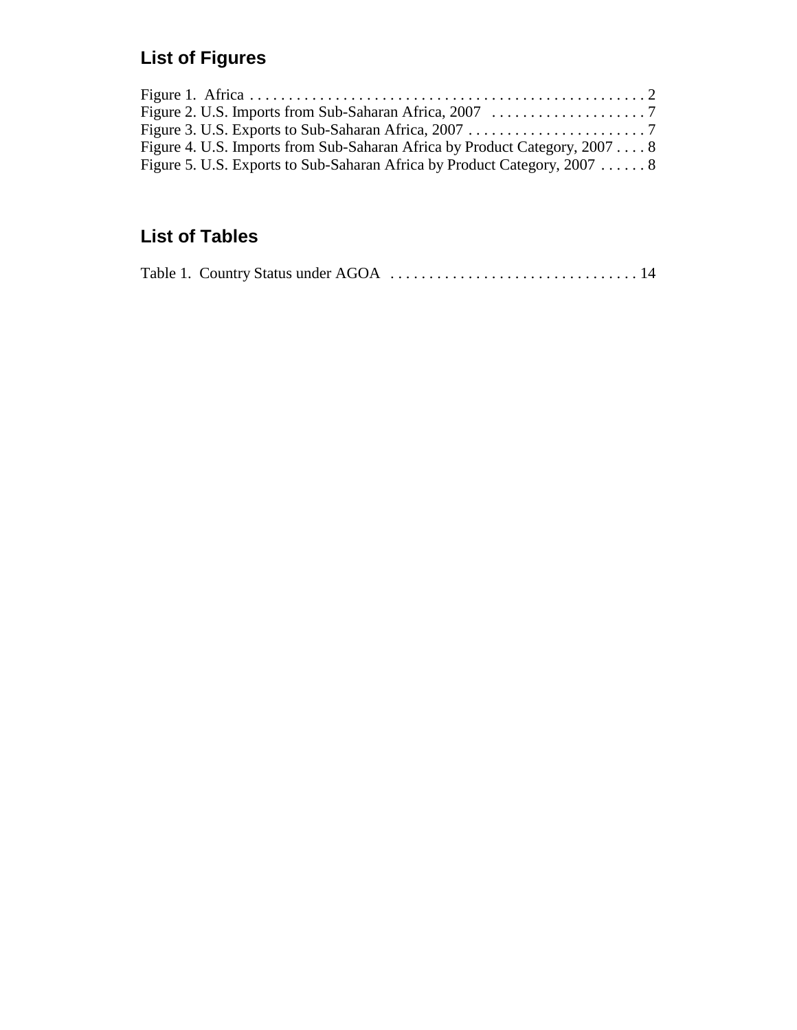## List of Figures

Figure 1. Africa . . . . . . . . . . . . . . . . . . . . . . . . . . . . . . . . . . . . . . . . . . . . . . . . . . . 2
Figure 2. U.S. Imports from Sub-Saharan Africa, 2007 . . . . . . . . . . . . . . . . . . . . 7
Figure 3. U.S. Exports to Sub-Saharan Africa, 2007 . . . . . . . . . . . . . . . . . . . . . . . 7
Figure 4. U.S. Imports from Sub-Saharan Africa by Product Category, 2007 . . . . 8
Figure 5. U.S. Exports to Sub-Saharan Africa by Product Category, 2007 . . . . . . 8

## List of Tables

Table 1. Country Status under AGOA . . . . . . . . . . . . . . . . . . . . . . . . . . . . . . . . 14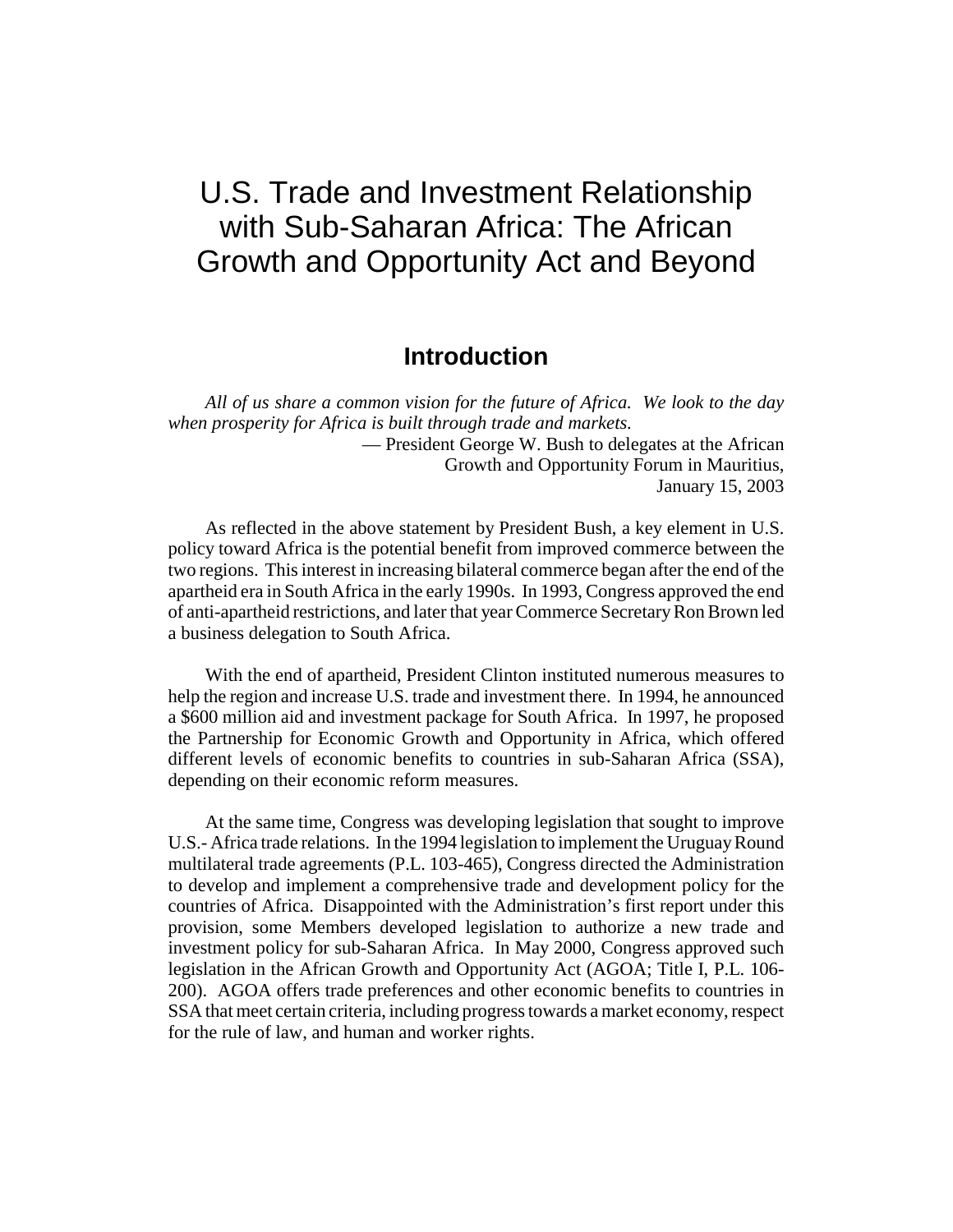# U.S. Trade and Investment Relationship with Sub-Saharan Africa: The African Growth and Opportunity Act and Beyond

## Introduction

*All of us share a common vision for the future of Africa. We look to the day when prosperity for Africa is built through trade and markets.*

— President George W. Bush to delegates at the African Growth and Opportunity Forum in Mauritius, January 15, 2003

As reflected in the above statement by President Bush, a key element in U.S. policy toward Africa is the potential benefit from improved commerce between the two regions. This interest in increasing bilateral commerce began after the end of the apartheid era in South Africa in the early 1990s. In 1993, Congress approved the end of anti-apartheid restrictions, and later that year Commerce Secretary Ron Brown led a business delegation to South Africa.

With the end of apartheid, President Clinton instituted numerous measures to help the region and increase U.S. trade and investment there. In 1994, he announced a $600 million aid and investment package for South Africa. In 1997, he proposed the Partnership for Economic Growth and Opportunity in Africa, which offered different levels of economic benefits to countries in sub-Saharan Africa (SSA), depending on their economic reform measures.

At the same time, Congress was developing legislation that sought to improve U.S.- Africa trade relations. In the 1994 legislation to implement the Uruguay Round multilateral trade agreements (P.L. 103-465), Congress directed the Administration to develop and implement a comprehensive trade and development policy for the countries of Africa. Disappointed with the Administration's first report under this provision, some Members developed legislation to authorize a new trade and investment policy for sub-Saharan Africa. In May 2000, Congress approved such legislation in the African Growth and Opportunity Act (AGOA; Title I, P.L. 106-200). AGOA offers trade preferences and other economic benefits to countries in SSA that meet certain criteria, including progress towards a market economy, respect for the rule of law, and human and worker rights.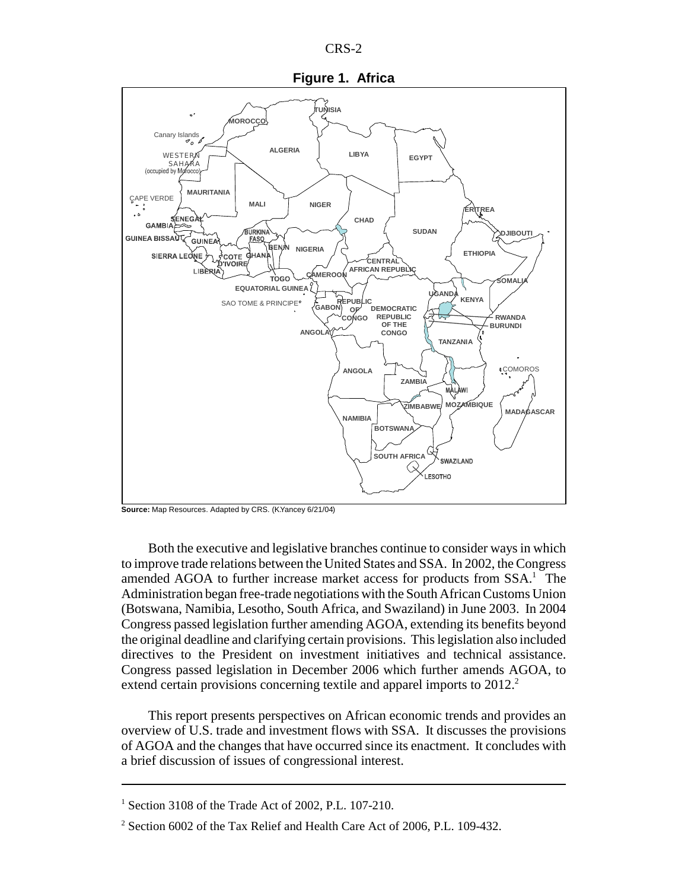**Figure 1. Africa**

**Source:** Map Resources. Adapted by CRS. (K.Yancey 6/21/04)

Both the executive and legislative branches continue to consider ways in which to improve trade relations between the United States and SSA. In 2002, the Congress amended AGOA to further increase market access for products from SSA.[1] The Administration began free-trade negotiations with the South African Customs Union (Botswana, Namibia, Lesotho, South Africa, and Swaziland) in June 2003. In 2004 Congress passed legislation further amending AGOA, extending its benefits beyond the original deadline and clarifying certain provisions. This legislation also included directives to the President on investment initiatives and technical assistance. Congress passed legislation in December 2006 which further amends AGOA, to extend certain provisions concerning textile and apparel imports to 2012.[2]

This report presents perspectives on African economic trends and provides an overview of U.S. trade and investment flows with SSA. It discusses the provisions of AGOA and the changes that have occurred since its enactment. It concludes with a brief discussion of issues of congressional interest.

---

[1] Section 3108 of the Trade Act of 2002, P.L. 107-210.

[2] Section 6002 of the Tax Relief and Health Care Act of 2006, P.L. 109-432.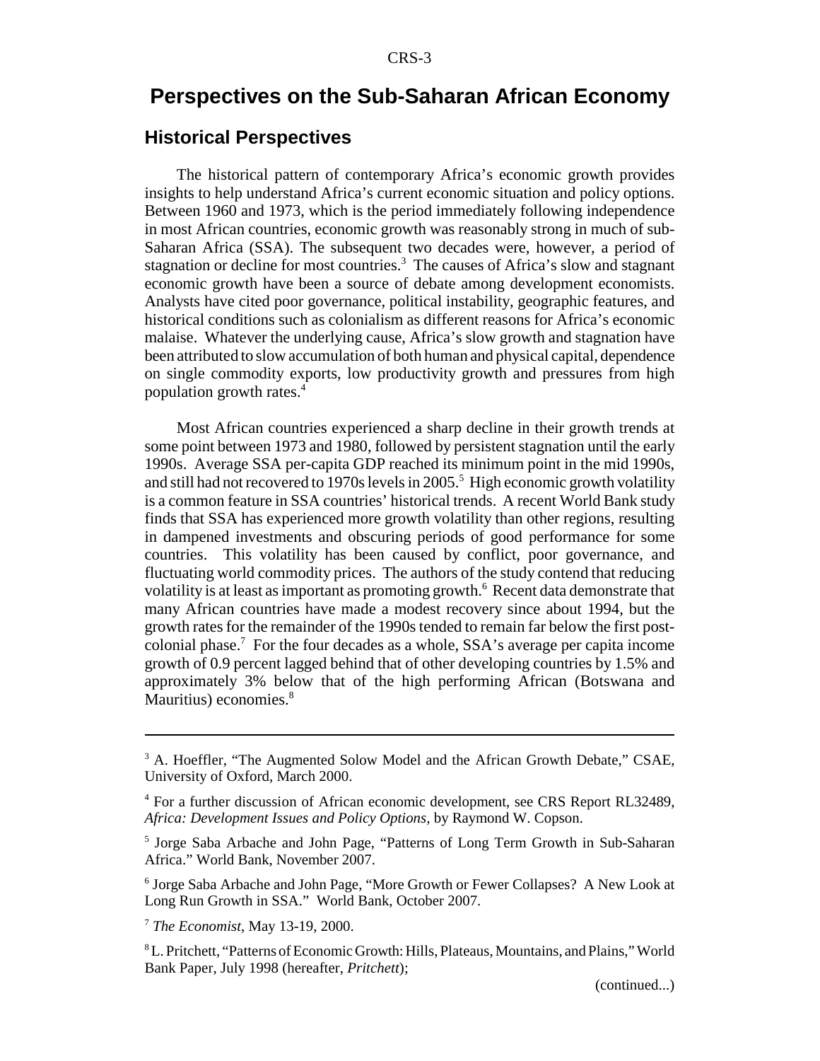# Perspectives on the Sub-Saharan African Economy

## Historical Perspectives

The historical pattern of contemporary Africa's economic growth provides insights to help understand Africa's current economic situation and policy options. Between 1960 and 1973, which is the period immediately following independence in most African countries, economic growth was reasonably strong in much of sub-Saharan Africa (SSA). The subsequent two decades were, however, a period of stagnation or decline for most countries.[3] The causes of Africa's slow and stagnant economic growth have been a source of debate among development economists. Analysts have cited poor governance, political instability, geographic features, and historical conditions such as colonialism as different reasons for Africa's economic malaise. Whatever the underlying cause, Africa's slow growth and stagnation have been attributed to slow accumulation of both human and physical capital, dependence on single commodity exports, low productivity growth and pressures from high population growth rates.[4]

Most African countries experienced a sharp decline in their growth trends at some point between 1973 and 1980, followed by persistent stagnation until the early 1990s. Average SSA per-capita GDP reached its minimum point in the mid 1990s, and still had not recovered to 1970s levels in 2005.[5] High economic growth volatility is a common feature in SSA countries' historical trends. A recent World Bank study finds that SSA has experienced more growth volatility than other regions, resulting in dampened investments and obscuring periods of good performance for some countries. This volatility has been caused by conflict, poor governance, and fluctuating world commodity prices. The authors of the study contend that reducing volatility is at least as important as promoting growth.[6] Recent data demonstrate that many African countries have made a modest recovery since about 1994, but the growth rates for the remainder of the 1990s tended to remain far below the first post-colonial phase.[7] For the four decades as a whole, SSA's average per capita income growth of 0.9 percent lagged behind that of other developing countries by 1.5% and approximately 3% below that of the high performing African (Botswana and Mauritius) economies.[8]

---

[3] A. Hoeffler, "The Augmented Solow Model and the African Growth Debate," CSAE, University of Oxford, March 2000.

[4] For a further discussion of African economic development, see CRS Report RL32489, *Africa: Development Issues and Policy Options*, by Raymond W. Copson.

[5] Jorge Saba Arbache and John Page, "Patterns of Long Term Growth in Sub-Saharan Africa." World Bank, November 2007.

[6] Jorge Saba Arbache and John Page, "More Growth or Fewer Collapses? A New Look at Long Run Growth in SSA." World Bank, October 2007.

[7] *The Economist*, May 13-19, 2000.

[8] L. Pritchett, "Patterns of Economic Growth: Hills, Plateaus, Mountains, and Plains," World Bank Paper, July 1998 (hereafter, *Pritchett*);

(continued...)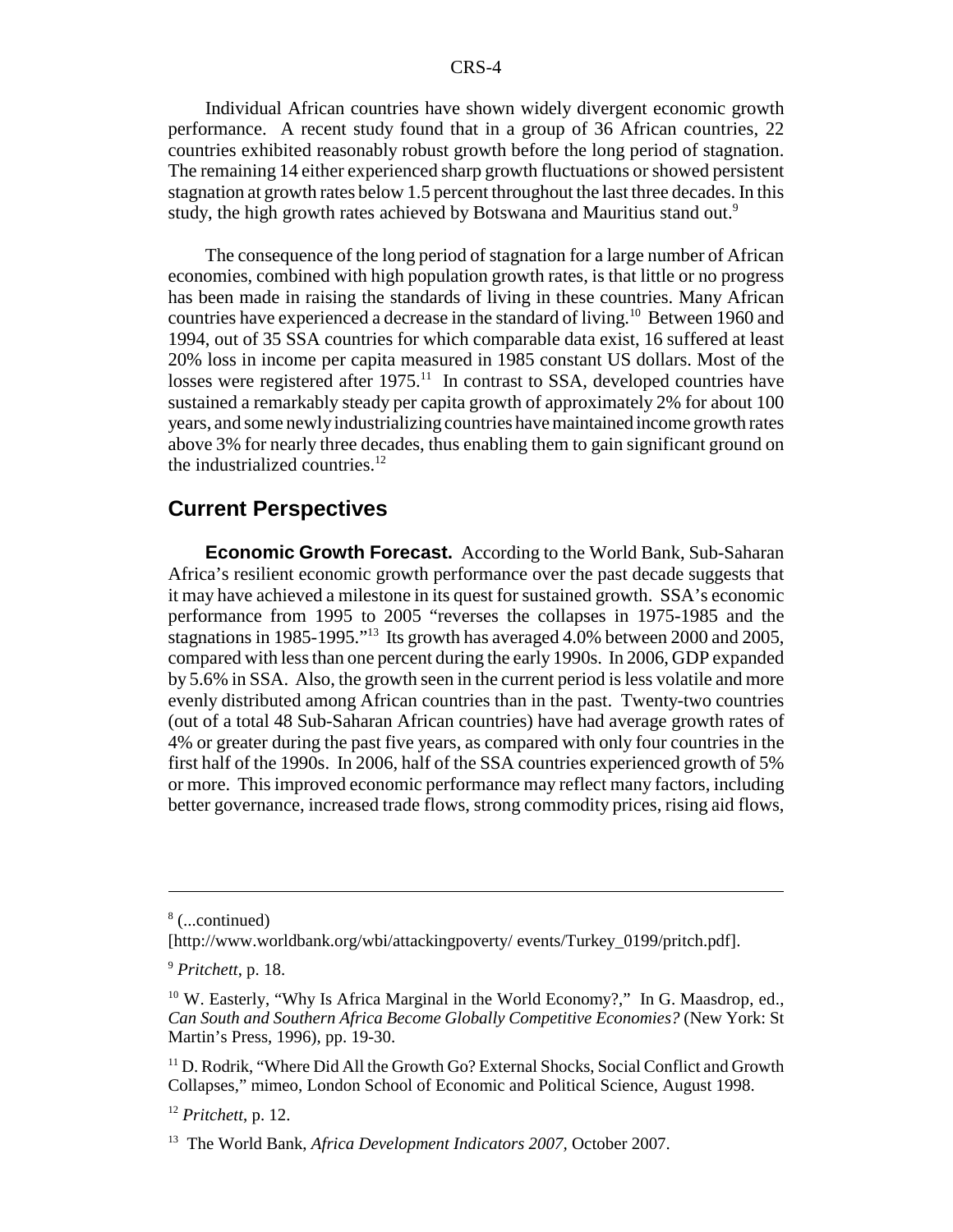Individual African countries have shown widely divergent economic growth performance. A recent study found that in a group of 36 African countries, 22 countries exhibited reasonably robust growth before the long period of stagnation. The remaining 14 either experienced sharp growth fluctuations or showed persistent stagnation at growth rates below 1.5 percent throughout the last three decades. In this study, the high growth rates achieved by Botswana and Mauritius stand out.[9]

The consequence of the long period of stagnation for a large number of African economies, combined with high population growth rates, is that little or no progress has been made in raising the standards of living in these countries. Many African countries have experienced a decrease in the standard of living.[10] Between 1960 and 1994, out of 35 SSA countries for which comparable data exist, 16 suffered at least 20% loss in income per capita measured in 1985 constant US dollars. Most of the losses were registered after 1975.[11] In contrast to SSA, developed countries have sustained a remarkably steady per capita growth of approximately 2% for about 100 years, and some newly industrializing countries have maintained income growth rates above 3% for nearly three decades, thus enabling them to gain significant ground on the industrialized countries.[12]

## Current Perspectives

**Economic Growth Forecast.** According to the World Bank, Sub-Saharan Africa's resilient economic growth performance over the past decade suggests that it may have achieved a milestone in its quest for sustained growth. SSA's economic performance from 1995 to 2005 "reverses the collapses in 1975-1985 and the stagnations in 1985-1995."[13] Its growth has averaged 4.0% between 2000 and 2005, compared with less than one percent during the early 1990s. In 2006, GDP expanded by 5.6% in SSA. Also, the growth seen in the current period is less volatile and more evenly distributed among African countries than in the past. Twenty-two countries (out of a total 48 Sub-Saharan African countries) have had average growth rates of 4% or greater during the past five years, as compared with only four countries in the first half of the 1990s. In 2006, half of the SSA countries experienced growth of 5% or more. This improved economic performance may reflect many factors, including better governance, increased trade flows, strong commodity prices, rising aid flows,

---

[8] (...continued)
[http://www.worldbank.org/wbi/attackingpoverty/ events/Turkey_0199/pritch.pdf].

[9] *Pritchett*, p. 18.

[10] W. Easterly, "Why Is Africa Marginal in the World Economy?," In G. Maasdrop, ed., *Can South and Southern Africa Become Globally Competitive Economies?* (New York: St Martin's Press, 1996), pp. 19-30.

[11] D. Rodrik, "Where Did All the Growth Go? External Shocks, Social Conflict and Growth Collapses," mimeo, London School of Economic and Political Science, August 1998.

[12] *Pritchett*, p. 12.

[13] The World Bank, *Africa Development Indicators 2007*, October 2007.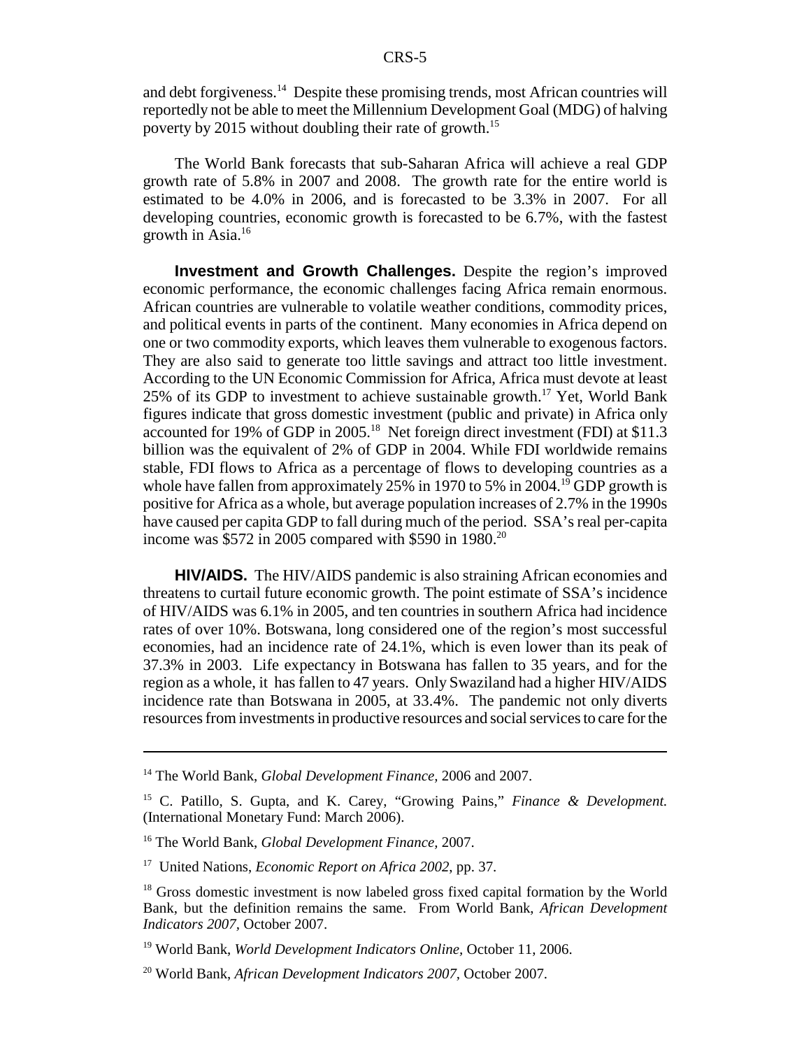and debt forgiveness.[14] Despite these promising trends, most African countries will reportedly not be able to meet the Millennium Development Goal (MDG) of halving poverty by 2015 without doubling their rate of growth.[15]

The World Bank forecasts that sub-Saharan Africa will achieve a real GDP growth rate of 5.8% in 2007 and 2008. The growth rate for the entire world is estimated to be 4.0% in 2006, and is forecasted to be 3.3% in 2007. For all developing countries, economic growth is forecasted to be 6.7%, with the fastest growth in Asia.[16]

**Investment and Growth Challenges.** Despite the region's improved economic performance, the economic challenges facing Africa remain enormous. African countries are vulnerable to volatile weather conditions, commodity prices, and political events in parts of the continent. Many economies in Africa depend on one or two commodity exports, which leaves them vulnerable to exogenous factors. They are also said to generate too little savings and attract too little investment. According to the UN Economic Commission for Africa, Africa must devote at least 25% of its GDP to investment to achieve sustainable growth.[17] Yet, World Bank figures indicate that gross domestic investment (public and private) in Africa only accounted for 19% of GDP in 2005.[18] Net foreign direct investment (FDI) at $11.3 billion was the equivalent of 2% of GDP in 2004. While FDI worldwide remains stable, FDI flows to Africa as a percentage of flows to developing countries as a whole have fallen from approximately 25% in 1970 to 5% in 2004.[19] GDP growth is positive for Africa as a whole, but average population increases of 2.7% in the 1990s have caused per capita GDP to fall during much of the period. SSA's real per-capita income was $572 in 2005 compared with $590 in 1980.[20]

**HIV/AIDS.** The HIV/AIDS pandemic is also straining African economies and threatens to curtail future economic growth. The point estimate of SSA's incidence of HIV/AIDS was 6.1% in 2005, and ten countries in southern Africa had incidence rates of over 10%. Botswana, long considered one of the region's most successful economies, had an incidence rate of 24.1%, which is even lower than its peak of 37.3% in 2003. Life expectancy in Botswana has fallen to 35 years, and for the region as a whole, it has fallen to 47 years. Only Swaziland had a higher HIV/AIDS incidence rate than Botswana in 2005, at 33.4%. The pandemic not only diverts resources from investments in productive resources and social services to care for the

---

[14] The World Bank, *Global Development Finance,* 2006 and 2007.

[15] C. Patillo, S. Gupta, and K. Carey, "Growing Pains," *Finance & Development.* (International Monetary Fund: March 2006).

[16] The World Bank, *Global Development Finance,* 2007.

[17] United Nations, *Economic Report on Africa 2002,* pp. 37.

[18] Gross domestic investment is now labeled gross fixed capital formation by the World Bank, but the definition remains the same. From World Bank, *African Development Indicators 2007,* October 2007.

[19] World Bank, *World Development Indicators Online,* October 11, 2006.

[20] World Bank, *African Development Indicators 2007,* October 2007.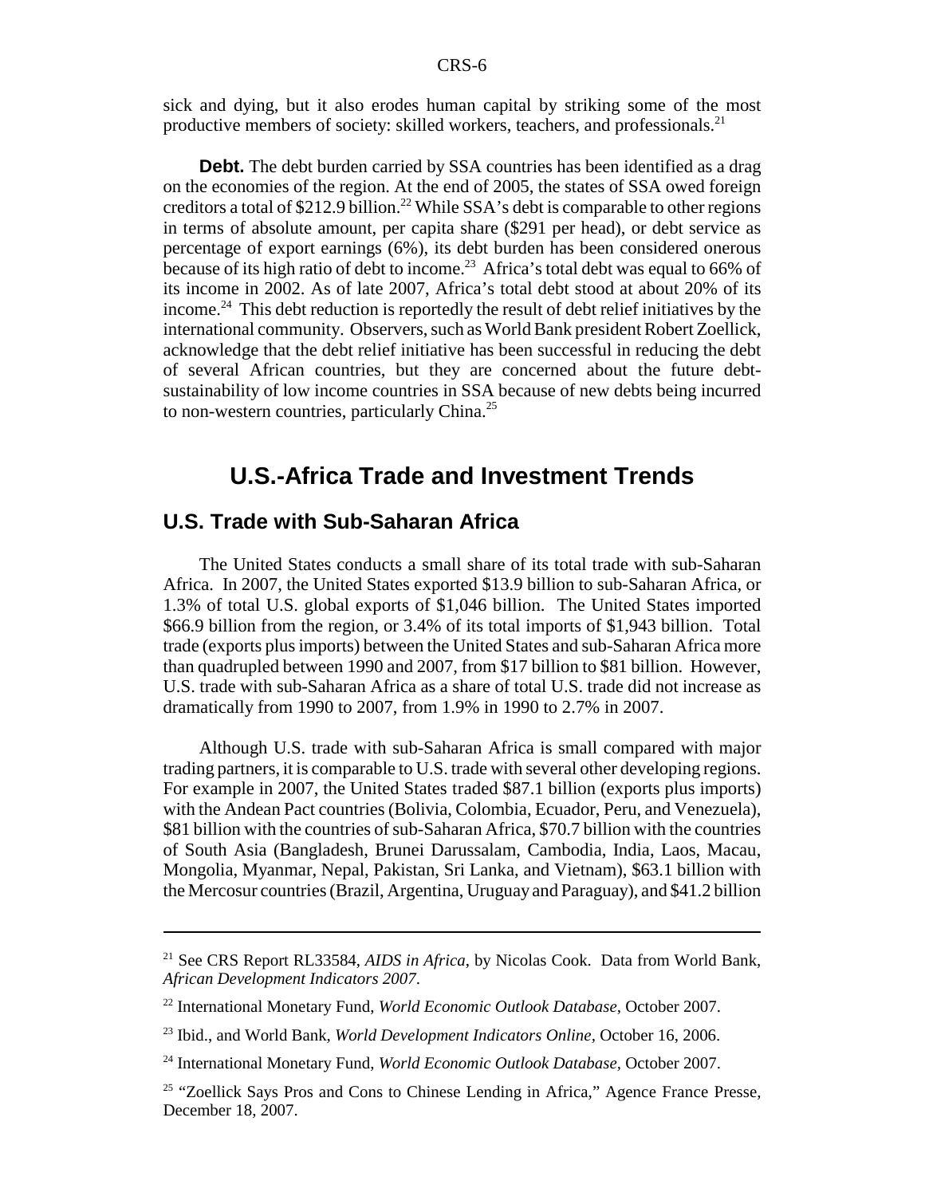sick and dying, but it also erodes human capital by striking some of the most productive members of society: skilled workers, teachers, and professionals.[21]

**Debt.** The debt burden carried by SSA countries has been identified as a drag on the economies of the region. At the end of 2005, the states of SSA owed foreign creditors a total of $212.9 billion.[22] While SSA's debt is comparable to other regions in terms of absolute amount, per capita share ($291 per head), or debt service as percentage of export earnings (6%), its debt burden has been considered onerous because of its high ratio of debt to income.[23] Africa's total debt was equal to 66% of its income in 2002. As of late 2007, Africa's total debt stood at about 20% of its income.[24] This debt reduction is reportedly the result of debt relief initiatives by the international community. Observers, such as World Bank president Robert Zoellick, acknowledge that the debt relief initiative has been successful in reducing the debt of several African countries, but they are concerned about the future debt-sustainability of low income countries in SSA because of new debts being incurred to non-western countries, particularly China.[25]

# U.S.-Africa Trade and Investment Trends

## U.S. Trade with Sub-Saharan Africa

The United States conducts a small share of its total trade with sub-Saharan Africa. In 2007, the United States exported $13.9 billion to sub-Saharan Africa, or 1.3% of total U.S. global exports of $1,046 billion. The United States imported $66.9 billion from the region, or 3.4% of its total imports of $1,943 billion. Total trade (exports plus imports) between the United States and sub-Saharan Africa more than quadrupled between 1990 and 2007, from $17 billion to $81 billion. However, U.S. trade with sub-Saharan Africa as a share of total U.S. trade did not increase as dramatically from 1990 to 2007, from 1.9% in 1990 to 2.7% in 2007.

Although U.S. trade with sub-Saharan Africa is small compared with major trading partners, it is comparable to U.S. trade with several other developing regions. For example in 2007, the United States traded $87.1 billion (exports plus imports) with the Andean Pact countries (Bolivia, Colombia, Ecuador, Peru, and Venezuela), $81 billion with the countries of sub-Saharan Africa, $70.7 billion with the countries of South Asia (Bangladesh, Brunei Darussalam, Cambodia, India, Laos, Macau, Mongolia, Myanmar, Nepal, Pakistan, Sri Lanka, and Vietnam), $63.1 billion with the Mercosur countries (Brazil, Argentina, Uruguay and Paraguay), and $41.2 billion

---

[21] See CRS Report RL33584, *AIDS in Africa*, by Nicolas Cook. Data from World Bank, *African Development Indicators 2007*.

[22] International Monetary Fund, *World Economic Outlook Database*, October 2007.

[23] Ibid., and World Bank, *World Development Indicators Online*, October 16, 2006.

[24] International Monetary Fund, *World Economic Outlook Database*, October 2007.

[25] "Zoellick Says Pros and Cons to Chinese Lending in Africa," Agence France Presse, December 18, 2007.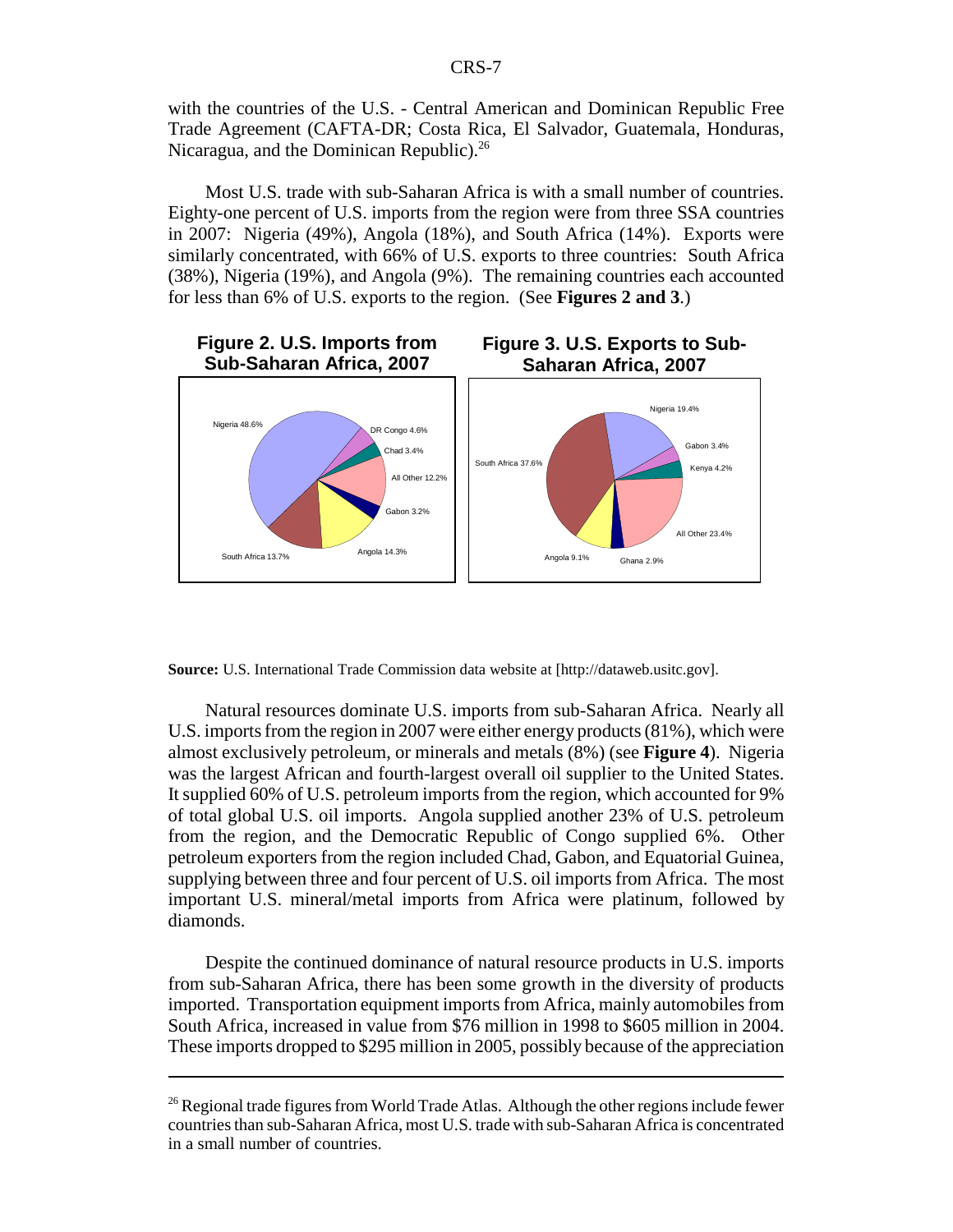with the countries of the U.S. - Central American and Dominican Republic Free Trade Agreement (CAFTA-DR; Costa Rica, El Salvador, Guatemala, Honduras, Nicaragua, and the Dominican Republic).[26]

Most U.S. trade with sub-Saharan Africa is with a small number of countries. Eighty-one percent of U.S. imports from the region were from three SSA countries in 2007: Nigeria (49%), Angola (18%), and South Africa (14%). Exports were similarly concentrated, with 66% of U.S. exports to three countries: South Africa (38%), Nigeria (19%), and Angola (9%). The remaining countries each accounted for less than 6% of U.S. exports to the region. (See **Figures 2 and 3**.)

**Figure 2. U.S. Imports from Sub-Saharan Africa, 2007**

Nigeria 48.6%; DR Congo 4.6%; Chad 3.4%; All Other 12.2%; Gabon 3.2%; Angola 14.3%; South Africa 13.7%

**Figure 3. U.S. Exports to Sub-Saharan Africa, 2007**

Nigeria 19.4%; Gabon 3.4%; Kenya 4.2%; All Other 23.4%; Ghana 2.9%; Angola 9.1%; South Africa 37.6%

**Source:** U.S. International Trade Commission data website at [http://dataweb.usitc.gov].

Natural resources dominate U.S. imports from sub-Saharan Africa. Nearly all U.S. imports from the region in 2007 were either energy products (81%), which were almost exclusively petroleum, or minerals and metals (8%) (see **Figure 4**). Nigeria was the largest African and fourth-largest overall oil supplier to the United States. It supplied 60% of U.S. petroleum imports from the region, which accounted for 9% of total global U.S. oil imports. Angola supplied another 23% of U.S. petroleum from the region, and the Democratic Republic of Congo supplied 6%. Other petroleum exporters from the region included Chad, Gabon, and Equatorial Guinea, supplying between three and four percent of U.S. oil imports from Africa. The most important U.S. mineral/metal imports from Africa were platinum, followed by diamonds.

Despite the continued dominance of natural resource products in U.S. imports from sub-Saharan Africa, there has been some growth in the diversity of products imported. Transportation equipment imports from Africa, mainly automobiles from South Africa, increased in value from $76 million in 1998 to $605 million in 2004. These imports dropped to $295 million in 2005, possibly because of the appreciation

[26] Regional trade figures from World Trade Atlas. Although the other regions include fewer countries than sub-Saharan Africa, most U.S. trade with sub-Saharan Africa is concentrated in a small number of countries.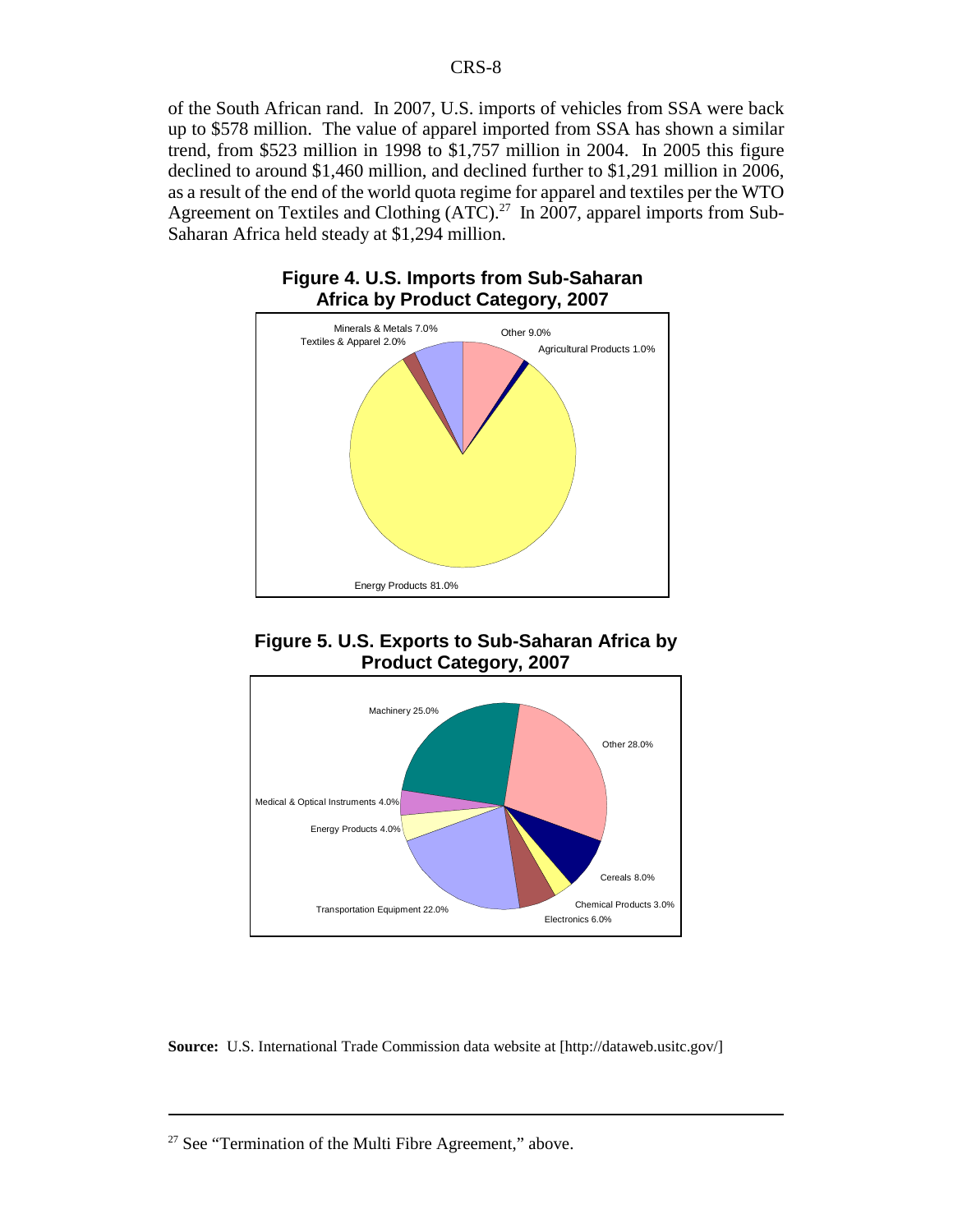of the South African rand. In 2007, U.S. imports of vehicles from SSA were back up to $578 million. The value of apparel imported from SSA has shown a similar trend, from $523 million in 1998 to $1,757 million in 2004. In 2005 this figure declined to around $1,460 million, and declined further to $1,291 million in 2006, as a result of the end of the world quota regime for apparel and textiles per the WTO Agreement on Textiles and Clothing (ATC).[27] In 2007, apparel imports from Sub-Saharan Africa held steady at $1,294 million.

**Figure 4. U.S. Imports from Sub-Saharan Africa by Product Category, 2007**

| Product Category | Share |
|---|---|
| Energy Products | 81.0% |
| Other | 9.0% |
| Minerals & Metals | 7.0% |
| Textiles & Apparel | 2.0% |
| Agricultural Products | 1.0% |

**Figure 5. U.S. Exports to Sub-Saharan Africa by Product Category, 2007**

| Product Category | Share |
|---|---|
| Other | 28.0% |
| Machinery | 25.0% |
| Transportation Equipment | 22.0% |
| Cereals | 8.0% |
| Electronics | 6.0% |
| Medical & Optical Instruments | 4.0% |
| Energy Products | 4.0% |
| Chemical Products | 3.0% |

**Source:** U.S. International Trade Commission data website at [http://dataweb.usitc.gov/]

---

[27] See "Termination of the Multi Fibre Agreement," above.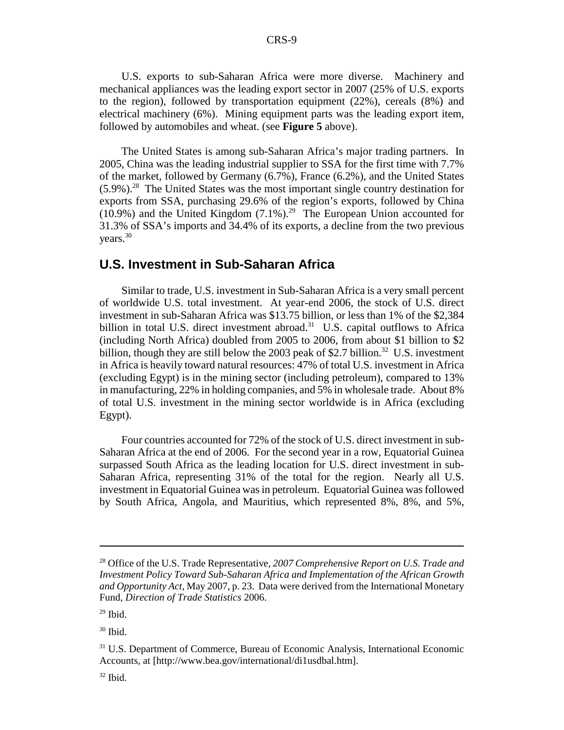U.S. exports to sub-Saharan Africa were more diverse. Machinery and mechanical appliances was the leading export sector in 2007 (25% of U.S. exports to the region), followed by transportation equipment (22%), cereals (8%) and electrical machinery (6%). Mining equipment parts was the leading export item, followed by automobiles and wheat. (see **Figure 5** above).

The United States is among sub-Saharan Africa's major trading partners. In 2005, China was the leading industrial supplier to SSA for the first time with 7.7% of the market, followed by Germany (6.7%), France (6.2%), and the United States (5.9%).[28] The United States was the most important single country destination for exports from SSA, purchasing 29.6% of the region's exports, followed by China (10.9%) and the United Kingdom (7.1%).[29] The European Union accounted for 31.3% of SSA's imports and 34.4% of its exports, a decline from the two previous years.[30]

## U.S. Investment in Sub-Saharan Africa

Similar to trade, U.S. investment in Sub-Saharan Africa is a very small percent of worldwide U.S. total investment. At year-end 2006, the stock of U.S. direct investment in sub-Saharan Africa was $13.75 billion, or less than 1% of the $2,384 billion in total U.S. direct investment abroad.[31] U.S. capital outflows to Africa (including North Africa) doubled from 2005 to 2006, from about $1 billion to $2 billion, though they are still below the 2003 peak of $2.7 billion.[32] U.S. investment in Africa is heavily toward natural resources: 47% of total U.S. investment in Africa (excluding Egypt) is in the mining sector (including petroleum), compared to 13% in manufacturing, 22% in holding companies, and 5% in wholesale trade. About 8% of total U.S. investment in the mining sector worldwide is in Africa (excluding Egypt).

Four countries accounted for 72% of the stock of U.S. direct investment in sub-Saharan Africa at the end of 2006. For the second year in a row, Equatorial Guinea surpassed South Africa as the leading location for U.S. direct investment in sub-Saharan Africa, representing 31% of the total for the region. Nearly all U.S. investment in Equatorial Guinea was in petroleum. Equatorial Guinea was followed by South Africa, Angola, and Mauritius, which represented 8%, 8%, and 5%,

---

[28] Office of the U.S. Trade Representative, *2007 Comprehensive Report on U.S. Trade and Investment Policy Toward Sub-Saharan Africa and Implementation of the African Growth and Opportunity Act*, May 2007, p. 23. Data were derived from the International Monetary Fund, *Direction of Trade Statistics* 2006.

[29] Ibid.

[30] Ibid.

[31] U.S. Department of Commerce, Bureau of Economic Analysis, International Economic Accounts, at [http://www.bea.gov/international/di1usdbal.htm].

[32] Ibid.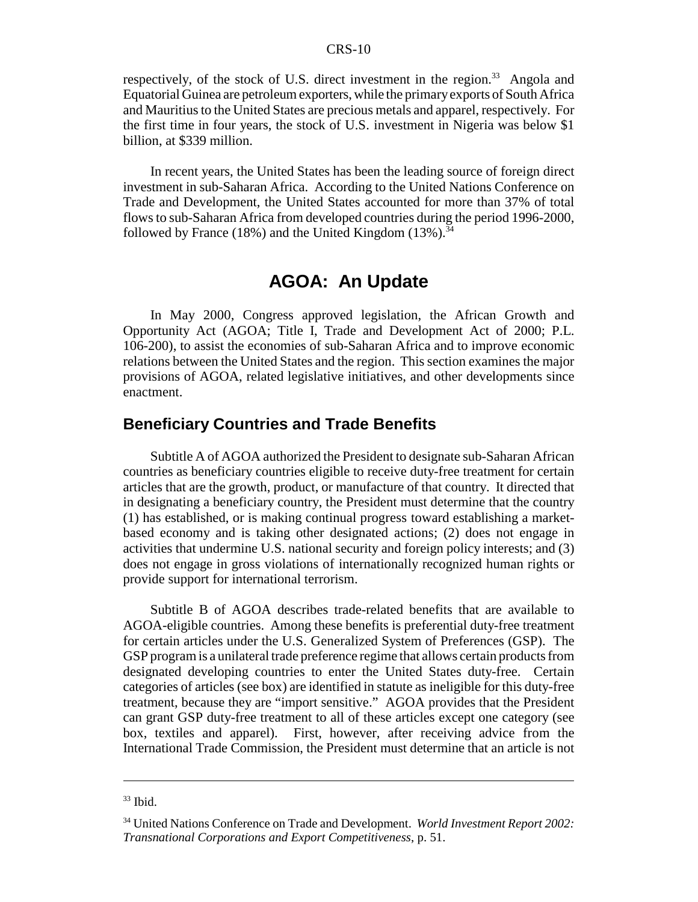respectively, of the stock of U.S. direct investment in the region.[33] Angola and Equatorial Guinea are petroleum exporters, while the primary exports of South Africa and Mauritius to the United States are precious metals and apparel, respectively. For the first time in four years, the stock of U.S. investment in Nigeria was below $1 billion, at $339 million.

In recent years, the United States has been the leading source of foreign direct investment in sub-Saharan Africa. According to the United Nations Conference on Trade and Development, the United States accounted for more than 37% of total flows to sub-Saharan Africa from developed countries during the period 1996-2000, followed by France (18%) and the United Kingdom (13%).[34]

# AGOA: An Update

In May 2000, Congress approved legislation, the African Growth and Opportunity Act (AGOA; Title I, Trade and Development Act of 2000; P.L. 106-200), to assist the economies of sub-Saharan Africa and to improve economic relations between the United States and the region. This section examines the major provisions of AGOA, related legislative initiatives, and other developments since enactment.

## Beneficiary Countries and Trade Benefits

Subtitle A of AGOA authorized the President to designate sub-Saharan African countries as beneficiary countries eligible to receive duty-free treatment for certain articles that are the growth, product, or manufacture of that country. It directed that in designating a beneficiary country, the President must determine that the country (1) has established, or is making continual progress toward establishing a market-based economy and is taking other designated actions; (2) does not engage in activities that undermine U.S. national security and foreign policy interests; and (3) does not engage in gross violations of internationally recognized human rights or provide support for international terrorism.

Subtitle B of AGOA describes trade-related benefits that are available to AGOA-eligible countries. Among these benefits is preferential duty-free treatment for certain articles under the U.S. Generalized System of Preferences (GSP). The GSP program is a unilateral trade preference regime that allows certain products from designated developing countries to enter the United States duty-free. Certain categories of articles (see box) are identified in statute as ineligible for this duty-free treatment, because they are "import sensitive." AGOA provides that the President can grant GSP duty-free treatment to all of these articles except one category (see box, textiles and apparel). First, however, after receiving advice from the International Trade Commission, the President must determine that an article is not

---

[33] Ibid.

[34] United Nations Conference on Trade and Development. *World Investment Report 2002: Transnational Corporations and Export Competitiveness*, p. 51.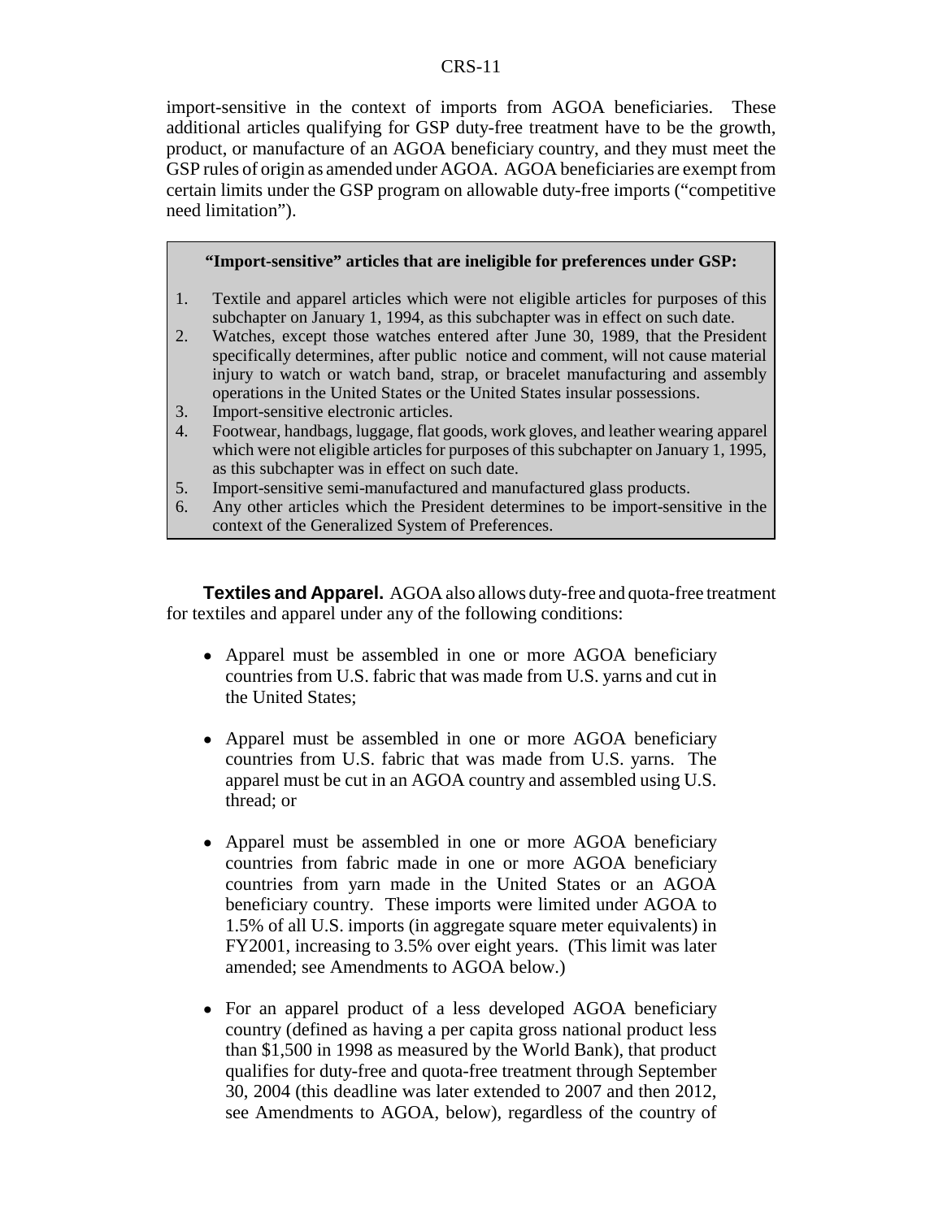import-sensitive in the context of imports from AGOA beneficiaries. These additional articles qualifying for GSP duty-free treatment have to be the growth, product, or manufacture of an AGOA beneficiary country, and they must meet the GSP rules of origin as amended under AGOA. AGOA beneficiaries are exempt from certain limits under the GSP program on allowable duty-free imports ("competitive need limitation").

> **"Import-sensitive" articles that are ineligible for preferences under GSP:**
>
> 1. Textile and apparel articles which were not eligible articles for purposes of this subchapter on January 1, 1994, as this subchapter was in effect on such date.
> 2. Watches, except those watches entered after June 30, 1989, that the President specifically determines, after public notice and comment, will not cause material injury to watch or watch band, strap, or bracelet manufacturing and assembly operations in the United States or the United States insular possessions.
> 3. Import-sensitive electronic articles.
> 4. Footwear, handbags, luggage, flat goods, work gloves, and leather wearing apparel which were not eligible articles for purposes of this subchapter on January 1, 1995, as this subchapter was in effect on such date.
> 5. Import-sensitive semi-manufactured and manufactured glass products.
> 6. Any other articles which the President determines to be import-sensitive in the context of the Generalized System of Preferences.

**Textiles and Apparel.** AGOA also allows duty-free and quota-free treatment for textiles and apparel under any of the following conditions:

- Apparel must be assembled in one or more AGOA beneficiary countries from U.S. fabric that was made from U.S. yarns and cut in the United States;

- Apparel must be assembled in one or more AGOA beneficiary countries from U.S. fabric that was made from U.S. yarns. The apparel must be cut in an AGOA country and assembled using U.S. thread; or

- Apparel must be assembled in one or more AGOA beneficiary countries from fabric made in one or more AGOA beneficiary countries from yarn made in the United States or an AGOA beneficiary country. These imports were limited under AGOA to 1.5% of all U.S. imports (in aggregate square meter equivalents) in FY2001, increasing to 3.5% over eight years. (This limit was later amended; see Amendments to AGOA below.)

- For an apparel product of a less developed AGOA beneficiary country (defined as having a per capita gross national product less than $1,500 in 1998 as measured by the World Bank), that product qualifies for duty-free and quota-free treatment through September 30, 2004 (this deadline was later extended to 2007 and then 2012, see Amendments to AGOA, below), regardless of the country of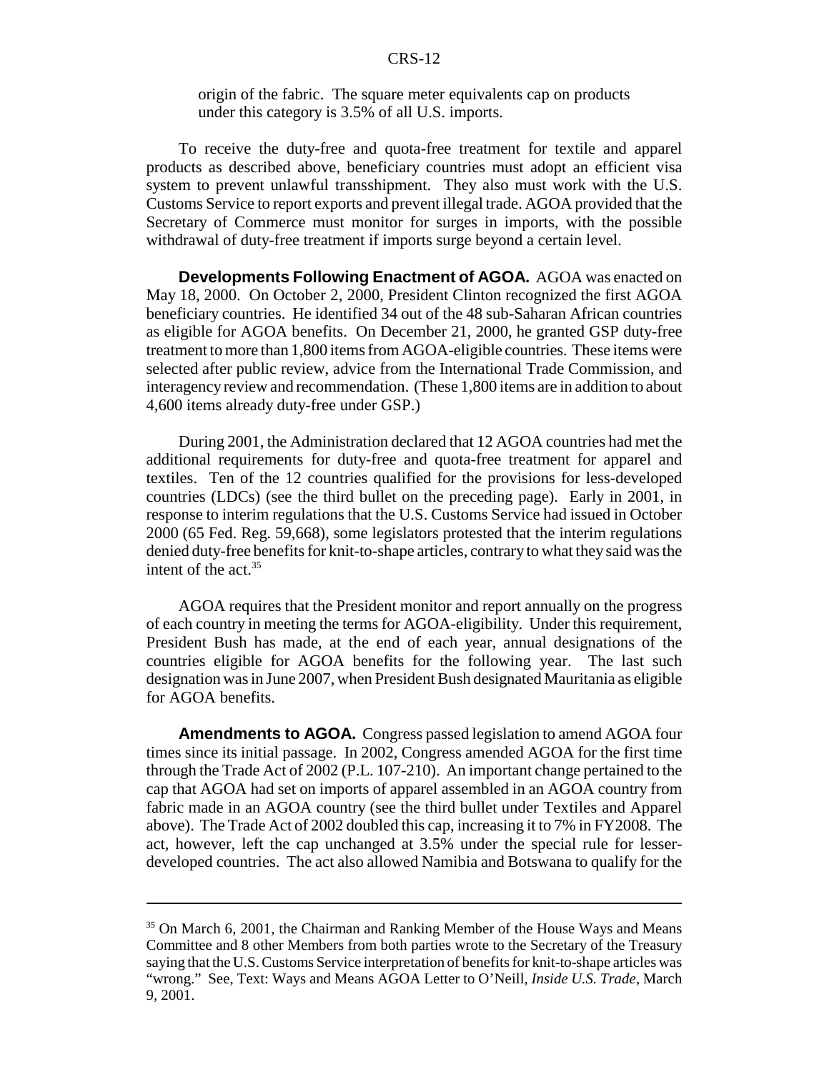origin of the fabric. The square meter equivalents cap on products under this category is 3.5% of all U.S. imports.

To receive the duty-free and quota-free treatment for textile and apparel products as described above, beneficiary countries must adopt an efficient visa system to prevent unlawful transshipment. They also must work with the U.S. Customs Service to report exports and prevent illegal trade. AGOA provided that the Secretary of Commerce must monitor for surges in imports, with the possible withdrawal of duty-free treatment if imports surge beyond a certain level.

**Developments Following Enactment of AGOA.** AGOA was enacted on May 18, 2000. On October 2, 2000, President Clinton recognized the first AGOA beneficiary countries. He identified 34 out of the 48 sub-Saharan African countries as eligible for AGOA benefits. On December 21, 2000, he granted GSP duty-free treatment to more than 1,800 items from AGOA-eligible countries. These items were selected after public review, advice from the International Trade Commission, and interagency review and recommendation. (These 1,800 items are in addition to about 4,600 items already duty-free under GSP.)

During 2001, the Administration declared that 12 AGOA countries had met the additional requirements for duty-free and quota-free treatment for apparel and textiles. Ten of the 12 countries qualified for the provisions for less-developed countries (LDCs) (see the third bullet on the preceding page). Early in 2001, in response to interim regulations that the U.S. Customs Service had issued in October 2000 (65 Fed. Reg. 59,668), some legislators protested that the interim regulations denied duty-free benefits for knit-to-shape articles, contrary to what they said was the intent of the act.[35]

AGOA requires that the President monitor and report annually on the progress of each country in meeting the terms for AGOA-eligibility. Under this requirement, President Bush has made, at the end of each year, annual designations of the countries eligible for AGOA benefits for the following year. The last such designation was in June 2007, when President Bush designated Mauritania as eligible for AGOA benefits.

**Amendments to AGOA.** Congress passed legislation to amend AGOA four times since its initial passage. In 2002, Congress amended AGOA for the first time through the Trade Act of 2002 (P.L. 107-210). An important change pertained to the cap that AGOA had set on imports of apparel assembled in an AGOA country from fabric made in an AGOA country (see the third bullet under Textiles and Apparel above). The Trade Act of 2002 doubled this cap, increasing it to 7% in FY2008. The act, however, left the cap unchanged at 3.5% under the special rule for lesser-developed countries. The act also allowed Namibia and Botswana to qualify for the

---

[35] On March 6, 2001, the Chairman and Ranking Member of the House Ways and Means Committee and 8 other Members from both parties wrote to the Secretary of the Treasury saying that the U.S. Customs Service interpretation of benefits for knit-to-shape articles was "wrong." See, Text: Ways and Means AGOA Letter to O'Neill, *Inside U.S. Trade*, March 9, 2001.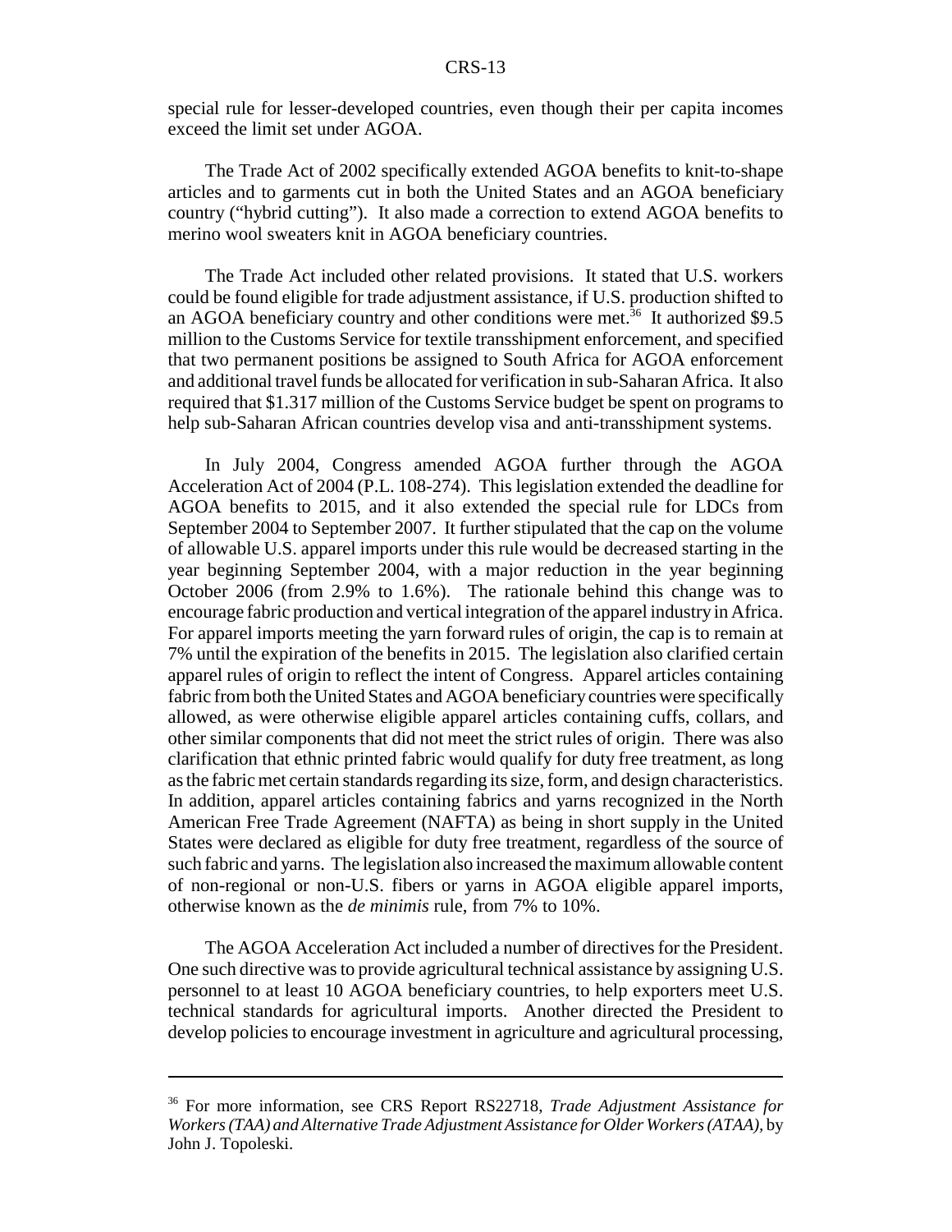special rule for lesser-developed countries, even though their per capita incomes exceed the limit set under AGOA.

The Trade Act of 2002 specifically extended AGOA benefits to knit-to-shape articles and to garments cut in both the United States and an AGOA beneficiary country ("hybrid cutting"). It also made a correction to extend AGOA benefits to merino wool sweaters knit in AGOA beneficiary countries.

The Trade Act included other related provisions. It stated that U.S. workers could be found eligible for trade adjustment assistance, if U.S. production shifted to an AGOA beneficiary country and other conditions were met.[36] It authorized $9.5 million to the Customs Service for textile transshipment enforcement, and specified that two permanent positions be assigned to South Africa for AGOA enforcement and additional travel funds be allocated for verification in sub-Saharan Africa. It also required that $1.317 million of the Customs Service budget be spent on programs to help sub-Saharan African countries develop visa and anti-transshipment systems.

In July 2004, Congress amended AGOA further through the AGOA Acceleration Act of 2004 (P.L. 108-274). This legislation extended the deadline for AGOA benefits to 2015, and it also extended the special rule for LDCs from September 2004 to September 2007. It further stipulated that the cap on the volume of allowable U.S. apparel imports under this rule would be decreased starting in the year beginning September 2004, with a major reduction in the year beginning October 2006 (from 2.9% to 1.6%). The rationale behind this change was to encourage fabric production and vertical integration of the apparel industry in Africa. For apparel imports meeting the yarn forward rules of origin, the cap is to remain at 7% until the expiration of the benefits in 2015. The legislation also clarified certain apparel rules of origin to reflect the intent of Congress. Apparel articles containing fabric from both the United States and AGOA beneficiary countries were specifically allowed, as were otherwise eligible apparel articles containing cuffs, collars, and other similar components that did not meet the strict rules of origin. There was also clarification that ethnic printed fabric would qualify for duty free treatment, as long as the fabric met certain standards regarding its size, form, and design characteristics. In addition, apparel articles containing fabrics and yarns recognized in the North American Free Trade Agreement (NAFTA) as being in short supply in the United States were declared as eligible for duty free treatment, regardless of the source of such fabric and yarns. The legislation also increased the maximum allowable content of non-regional or non-U.S. fibers or yarns in AGOA eligible apparel imports, otherwise known as the *de minimis* rule, from 7% to 10%.

The AGOA Acceleration Act included a number of directives for the President. One such directive was to provide agricultural technical assistance by assigning U.S. personnel to at least 10 AGOA beneficiary countries, to help exporters meet U.S. technical standards for agricultural imports. Another directed the President to develop policies to encourage investment in agriculture and agricultural processing,

---

[36] For more information, see CRS Report RS22718, *Trade Adjustment Assistance for Workers (TAA) and Alternative Trade Adjustment Assistance for Older Workers (ATAA)*, by John J. Topoleski.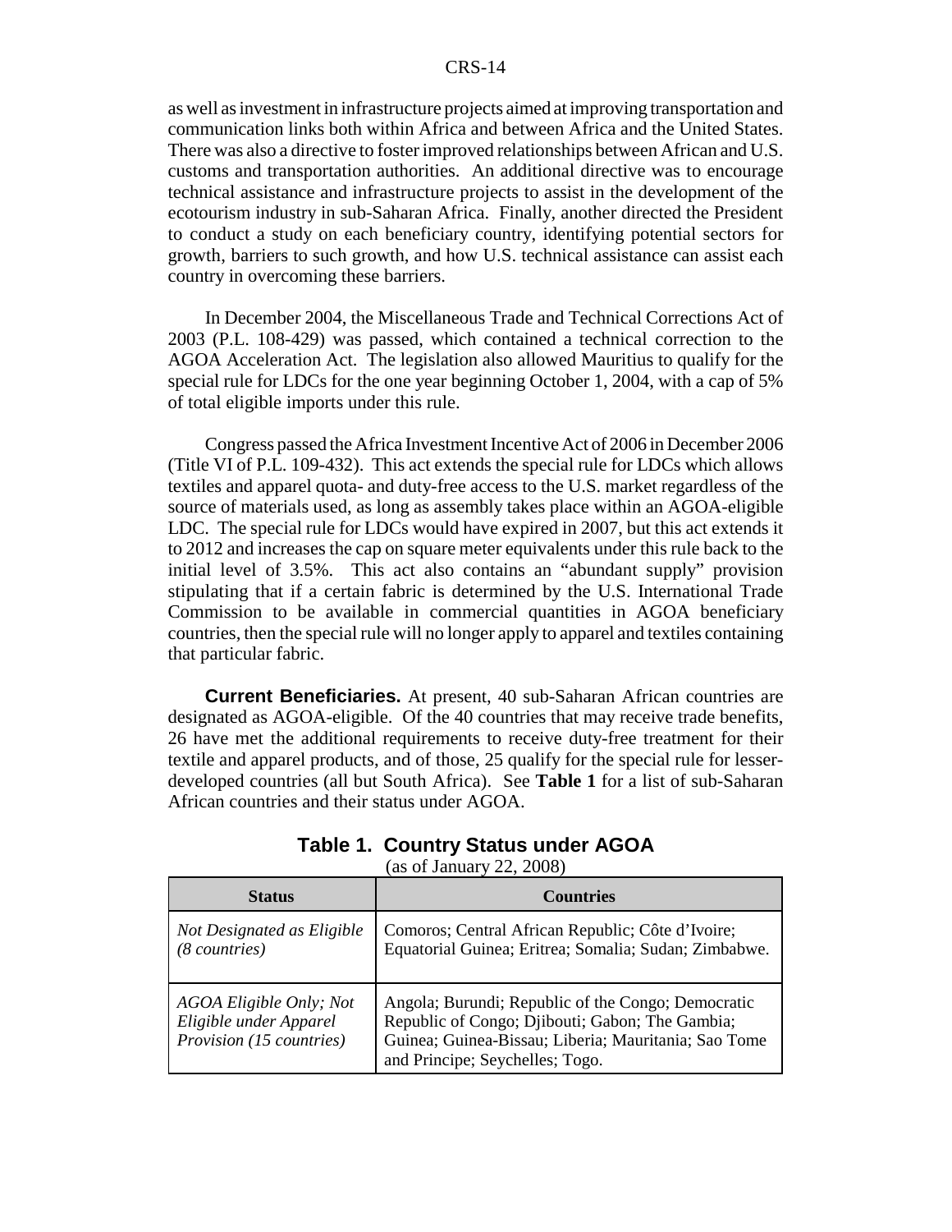as well as investment in infrastructure projects aimed at improving transportation and communication links both within Africa and between Africa and the United States. There was also a directive to foster improved relationships between African and U.S. customs and transportation authorities. An additional directive was to encourage technical assistance and infrastructure projects to assist in the development of the ecotourism industry in sub-Saharan Africa. Finally, another directed the President to conduct a study on each beneficiary country, identifying potential sectors for growth, barriers to such growth, and how U.S. technical assistance can assist each country in overcoming these barriers.

In December 2004, the Miscellaneous Trade and Technical Corrections Act of 2003 (P.L. 108-429) was passed, which contained a technical correction to the AGOA Acceleration Act. The legislation also allowed Mauritius to qualify for the special rule for LDCs for the one year beginning October 1, 2004, with a cap of 5% of total eligible imports under this rule.

Congress passed the Africa Investment Incentive Act of 2006 in December 2006 (Title VI of P.L. 109-432). This act extends the special rule for LDCs which allows textiles and apparel quota- and duty-free access to the U.S. market regardless of the source of materials used, as long as assembly takes place within an AGOA-eligible LDC. The special rule for LDCs would have expired in 2007, but this act extends it to 2012 and increases the cap on square meter equivalents under this rule back to the initial level of 3.5%. This act also contains an "abundant supply" provision stipulating that if a certain fabric is determined by the U.S. International Trade Commission to be available in commercial quantities in AGOA beneficiary countries, then the special rule will no longer apply to apparel and textiles containing that particular fabric.

**Current Beneficiaries.** At present, 40 sub-Saharan African countries are designated as AGOA-eligible. Of the 40 countries that may receive trade benefits, 26 have met the additional requirements to receive duty-free treatment for their textile and apparel products, and of those, 25 qualify for the special rule for lesser-developed countries (all but South Africa). See **Table 1** for a list of sub-Saharan African countries and their status under AGOA.

**Table 1. Country Status under AGOA**
(as of January 22, 2008)

| Status | Countries |
|---|---|
| *Not Designated as Eligible (8 countries)* | Comoros; Central African Republic; Côte d'Ivoire; Equatorial Guinea; Eritrea; Somalia; Sudan; Zimbabwe. |
| *AGOA Eligible Only; Not Eligible under Apparel Provision (15 countries)* | Angola; Burundi; Republic of the Congo; Democratic Republic of Congo; Djibouti; Gabon; The Gambia; Guinea; Guinea-Bissau; Liberia; Mauritania; Sao Tome and Principe; Seychelles; Togo. |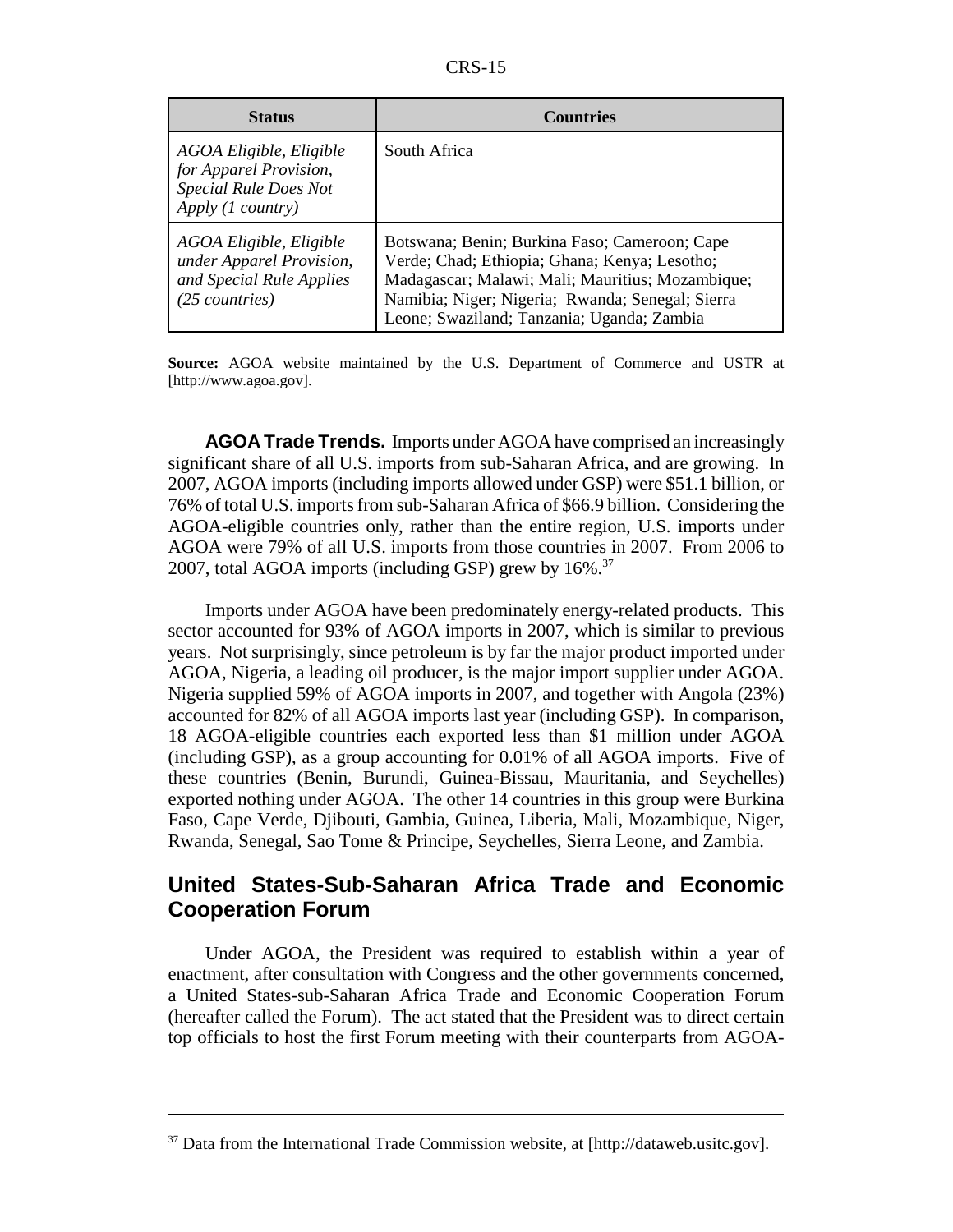| Status | Countries |
| --- | --- |
| *AGOA Eligible, Eligible for Apparel Provision, Special Rule Does Not Apply (1 country)* | South Africa |
| *AGOA Eligible, Eligible under Apparel Provision, and Special Rule Applies (25 countries)* | Botswana; Benin; Burkina Faso; Cameroon; Cape Verde; Chad; Ethiopia; Ghana; Kenya; Lesotho; Madagascar; Malawi; Mali; Mauritius; Mozambique; Namibia; Niger; Nigeria; Rwanda; Senegal; Sierra Leone; Swaziland; Tanzania; Uganda; Zambia |

**Source:** AGOA website maintained by the U.S. Department of Commerce and USTR at [http://www.agoa.gov].

**AGOA Trade Trends.** Imports under AGOA have comprised an increasingly significant share of all U.S. imports from sub-Saharan Africa, and are growing. In 2007, AGOA imports (including imports allowed under GSP) were $51.1 billion, or 76% of total U.S. imports from sub-Saharan Africa of $66.9 billion. Considering the AGOA-eligible countries only, rather than the entire region, U.S. imports under AGOA were 79% of all U.S. imports from those countries in 2007. From 2006 to 2007, total AGOA imports (including GSP) grew by 16%.[37]

Imports under AGOA have been predominately energy-related products. This sector accounted for 93% of AGOA imports in 2007, which is similar to previous years. Not surprisingly, since petroleum is by far the major product imported under AGOA, Nigeria, a leading oil producer, is the major import supplier under AGOA. Nigeria supplied 59% of AGOA imports in 2007, and together with Angola (23%) accounted for 82% of all AGOA imports last year (including GSP). In comparison, 18 AGOA-eligible countries each exported less than $1 million under AGOA (including GSP), as a group accounting for 0.01% of all AGOA imports. Five of these countries (Benin, Burundi, Guinea-Bissau, Mauritania, and Seychelles) exported nothing under AGOA. The other 14 countries in this group were Burkina Faso, Cape Verde, Djibouti, Gambia, Guinea, Liberia, Mali, Mozambique, Niger, Rwanda, Senegal, Sao Tome & Principe, Seychelles, Sierra Leone, and Zambia.

## United States-Sub-Saharan Africa Trade and Economic Cooperation Forum

Under AGOA, the President was required to establish within a year of enactment, after consultation with Congress and the other governments concerned, a United States-sub-Saharan Africa Trade and Economic Cooperation Forum (hereafter called the Forum). The act stated that the President was to direct certain top officials to host the first Forum meeting with their counterparts from AGOA-

[37] Data from the International Trade Commission website, at [http://dataweb.usitc.gov].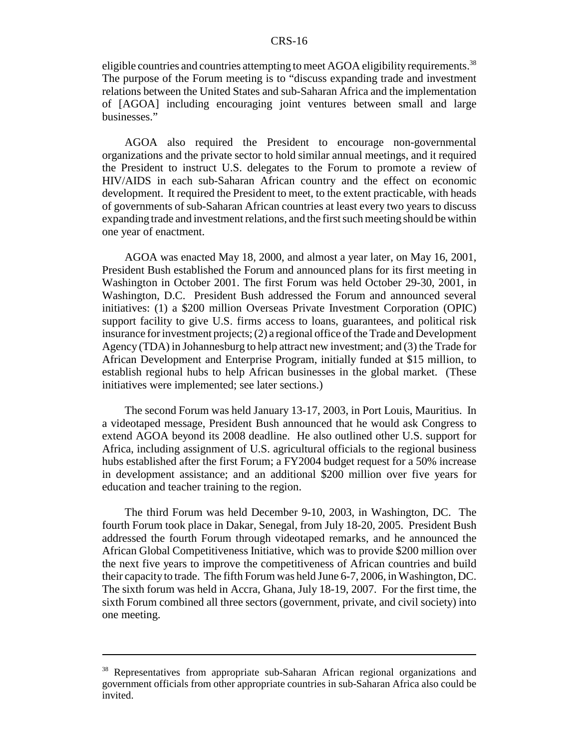eligible countries and countries attempting to meet AGOA eligibility requirements.[38] The purpose of the Forum meeting is to "discuss expanding trade and investment relations between the United States and sub-Saharan Africa and the implementation of [AGOA] including encouraging joint ventures between small and large businesses."

AGOA also required the President to encourage non-governmental organizations and the private sector to hold similar annual meetings, and it required the President to instruct U.S. delegates to the Forum to promote a review of HIV/AIDS in each sub-Saharan African country and the effect on economic development. It required the President to meet, to the extent practicable, with heads of governments of sub-Saharan African countries at least every two years to discuss expanding trade and investment relations, and the first such meeting should be within one year of enactment.

AGOA was enacted May 18, 2000, and almost a year later, on May 16, 2001, President Bush established the Forum and announced plans for its first meeting in Washington in October 2001. The first Forum was held October 29-30, 2001, in Washington, D.C. President Bush addressed the Forum and announced several initiatives: (1) a $200 million Overseas Private Investment Corporation (OPIC) support facility to give U.S. firms access to loans, guarantees, and political risk insurance for investment projects; (2) a regional office of the Trade and Development Agency (TDA) in Johannesburg to help attract new investment; and (3) the Trade for African Development and Enterprise Program, initially funded at $15 million, to establish regional hubs to help African businesses in the global market. (These initiatives were implemented; see later sections.)

The second Forum was held January 13-17, 2003, in Port Louis, Mauritius. In a videotaped message, President Bush announced that he would ask Congress to extend AGOA beyond its 2008 deadline. He also outlined other U.S. support for Africa, including assignment of U.S. agricultural officials to the regional business hubs established after the first Forum; a FY2004 budget request for a 50% increase in development assistance; and an additional $200 million over five years for education and teacher training to the region.

The third Forum was held December 9-10, 2003, in Washington, DC. The fourth Forum took place in Dakar, Senegal, from July 18-20, 2005. President Bush addressed the fourth Forum through videotaped remarks, and he announced the African Global Competitiveness Initiative, which was to provide $200 million over the next five years to improve the competitiveness of African countries and build their capacity to trade. The fifth Forum was held June 6-7, 2006, in Washington, DC. The sixth forum was held in Accra, Ghana, July 18-19, 2007. For the first time, the sixth Forum combined all three sectors (government, private, and civil society) into one meeting.

---

[38] Representatives from appropriate sub-Saharan African regional organizations and government officials from other appropriate countries in sub-Saharan Africa also could be invited.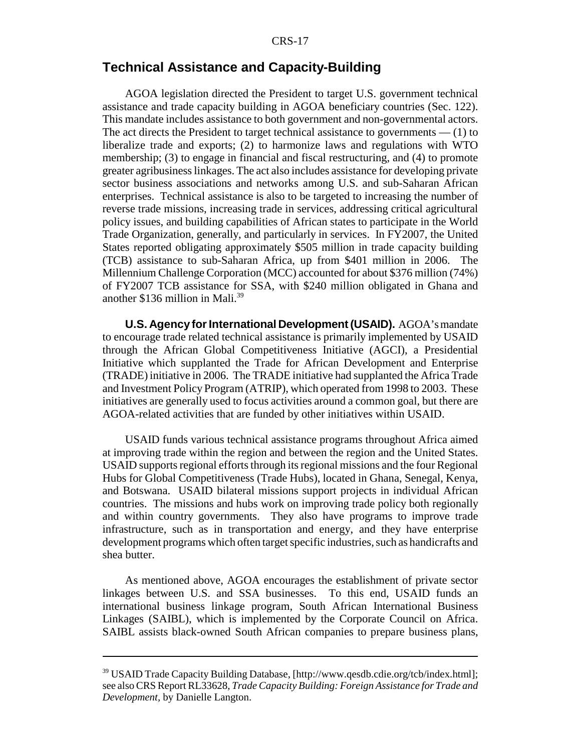## Technical Assistance and Capacity-Building

AGOA legislation directed the President to target U.S. government technical assistance and trade capacity building in AGOA beneficiary countries (Sec. 122). This mandate includes assistance to both government and non-governmental actors. The act directs the President to target technical assistance to governments — (1) to liberalize trade and exports; (2) to harmonize laws and regulations with WTO membership; (3) to engage in financial and fiscal restructuring, and (4) to promote greater agribusiness linkages. The act also includes assistance for developing private sector business associations and networks among U.S. and sub-Saharan African enterprises. Technical assistance is also to be targeted to increasing the number of reverse trade missions, increasing trade in services, addressing critical agricultural policy issues, and building capabilities of African states to participate in the World Trade Organization, generally, and particularly in services. In FY2007, the United States reported obligating approximately $505 million in trade capacity building (TCB) assistance to sub-Saharan Africa, up from $401 million in 2006. The Millennium Challenge Corporation (MCC) accounted for about $376 million (74%) of FY2007 TCB assistance for SSA, with $240 million obligated in Ghana and another $136 million in Mali.[39]

**U.S. Agency for International Development (USAID).** AGOA's mandate to encourage trade related technical assistance is primarily implemented by USAID through the African Global Competitiveness Initiative (AGCI), a Presidential Initiative which supplanted the Trade for African Development and Enterprise (TRADE) initiative in 2006. The TRADE initiative had supplanted the Africa Trade and Investment Policy Program (ATRIP), which operated from 1998 to 2003. These initiatives are generally used to focus activities around a common goal, but there are AGOA-related activities that are funded by other initiatives within USAID.

USAID funds various technical assistance programs throughout Africa aimed at improving trade within the region and between the region and the United States. USAID supports regional efforts through its regional missions and the four Regional Hubs for Global Competitiveness (Trade Hubs), located in Ghana, Senegal, Kenya, and Botswana. USAID bilateral missions support projects in individual African countries. The missions and hubs work on improving trade policy both regionally and within country governments. They also have programs to improve trade infrastructure, such as in transportation and energy, and they have enterprise development programs which often target specific industries, such as handicrafts and shea butter.

As mentioned above, AGOA encourages the establishment of private sector linkages between U.S. and SSA businesses. To this end, USAID funds an international business linkage program, South African International Business Linkages (SAIBL), which is implemented by the Corporate Council on Africa. SAIBL assists black-owned South African companies to prepare business plans,

---

[39] USAID Trade Capacity Building Database, [http://www.qesdb.cdie.org/tcb/index.html]; see also CRS Report RL33628, *Trade Capacity Building: Foreign Assistance for Trade and Development*, by Danielle Langton.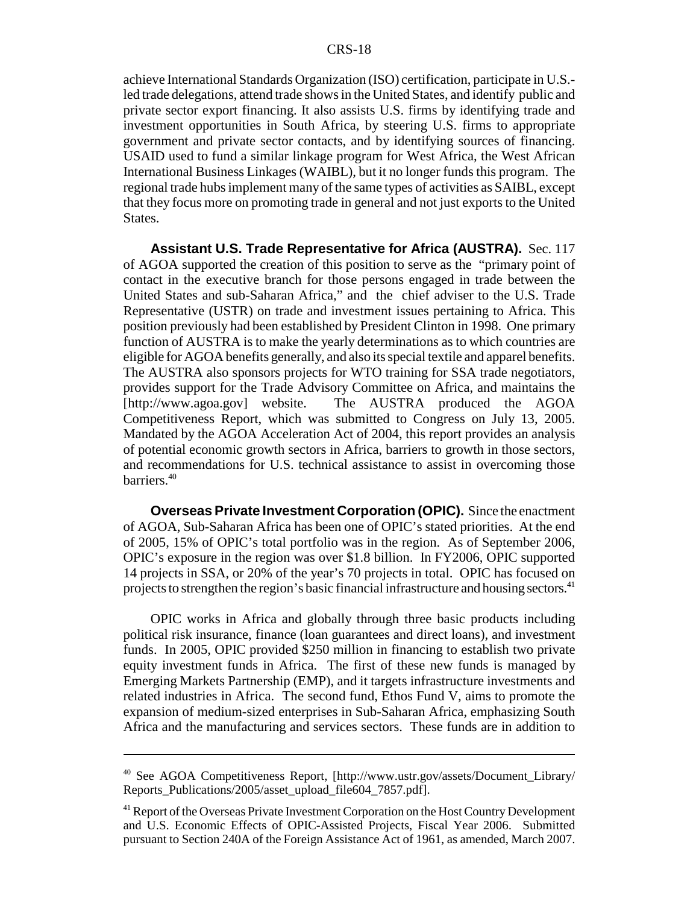achieve International Standards Organization (ISO) certification, participate in U.S.-led trade delegations, attend trade shows in the United States, and identify public and private sector export financing. It also assists U.S. firms by identifying trade and investment opportunities in South Africa, by steering U.S. firms to appropriate government and private sector contacts, and by identifying sources of financing. USAID used to fund a similar linkage program for West Africa, the West African International Business Linkages (WAIBL), but it no longer funds this program. The regional trade hubs implement many of the same types of activities as SAIBL, except that they focus more on promoting trade in general and not just exports to the United States.

**Assistant U.S. Trade Representative for Africa (AUSTRA).** Sec. 117 of AGOA supported the creation of this position to serve as the "primary point of contact in the executive branch for those persons engaged in trade between the United States and sub-Saharan Africa," and the chief adviser to the U.S. Trade Representative (USTR) on trade and investment issues pertaining to Africa. This position previously had been established by President Clinton in 1998. One primary function of AUSTRA is to make the yearly determinations as to which countries are eligible for AGOA benefits generally, and also its special textile and apparel benefits. The AUSTRA also sponsors projects for WTO training for SSA trade negotiators, provides support for the Trade Advisory Committee on Africa, and maintains the [http://www.agoa.gov] website. The AUSTRA produced the AGOA Competitiveness Report, which was submitted to Congress on July 13, 2005. Mandated by the AGOA Acceleration Act of 2004, this report provides an analysis of potential economic growth sectors in Africa, barriers to growth in those sectors, and recommendations for U.S. technical assistance to assist in overcoming those barriers.[40]

**Overseas Private Investment Corporation (OPIC).** Since the enactment of AGOA, Sub-Saharan Africa has been one of OPIC's stated priorities. At the end of 2005, 15% of OPIC's total portfolio was in the region. As of September 2006, OPIC's exposure in the region was over $1.8 billion. In FY2006, OPIC supported 14 projects in SSA, or 20% of the year's 70 projects in total. OPIC has focused on projects to strengthen the region's basic financial infrastructure and housing sectors.[41]

OPIC works in Africa and globally through three basic products including political risk insurance, finance (loan guarantees and direct loans), and investment funds. In 2005, OPIC provided $250 million in financing to establish two private equity investment funds in Africa. The first of these new funds is managed by Emerging Markets Partnership (EMP), and it targets infrastructure investments and related industries in Africa. The second fund, Ethos Fund V, aims to promote the expansion of medium-sized enterprises in Sub-Saharan Africa, emphasizing South Africa and the manufacturing and services sectors. These funds are in addition to

---

[40] See AGOA Competitiveness Report, [http://www.ustr.gov/assets/Document_Library/Reports_Publications/2005/asset_upload_file604_7857.pdf].

[41] Report of the Overseas Private Investment Corporation on the Host Country Development and U.S. Economic Effects of OPIC-Assisted Projects, Fiscal Year 2006. Submitted pursuant to Section 240A of the Foreign Assistance Act of 1961, as amended, March 2007.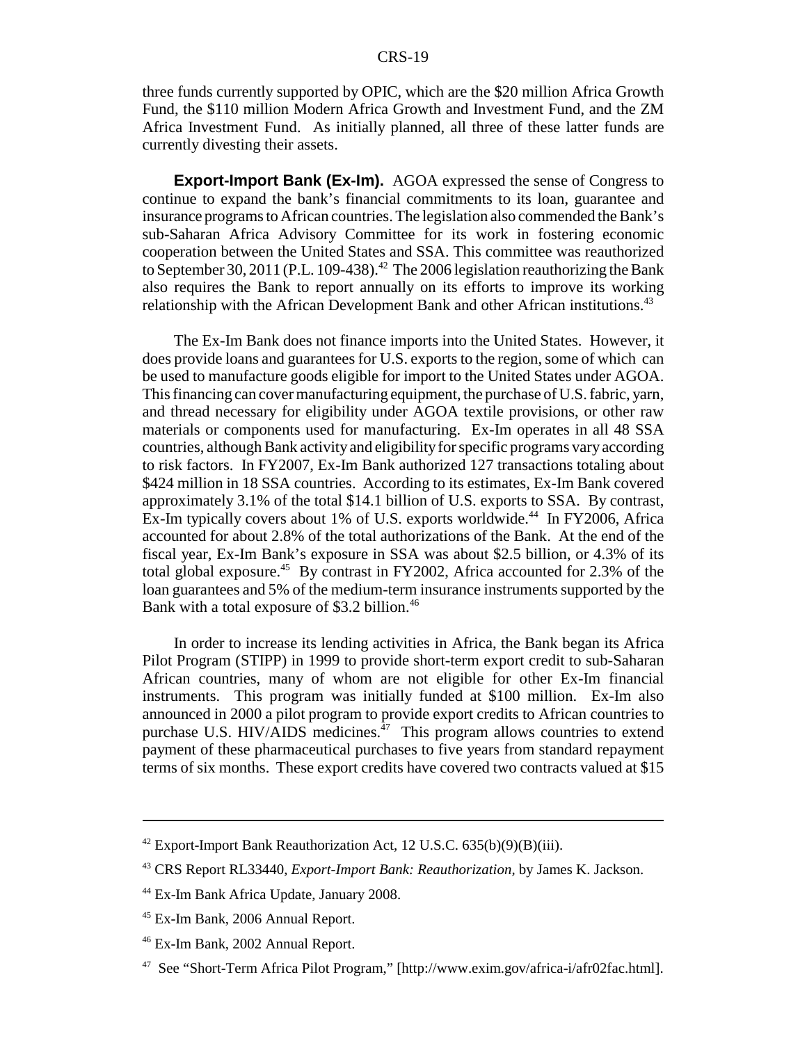three funds currently supported by OPIC, which are the $20 million Africa Growth Fund, the $110 million Modern Africa Growth and Investment Fund, and the ZM Africa Investment Fund. As initially planned, all three of these latter funds are currently divesting their assets.

**Export-Import Bank (Ex-Im).** AGOA expressed the sense of Congress to continue to expand the bank's financial commitments to its loan, guarantee and insurance programs to African countries. The legislation also commended the Bank's sub-Saharan Africa Advisory Committee for its work in fostering economic cooperation between the United States and SSA. This committee was reauthorized to September 30, 2011 (P.L. 109-438).[42] The 2006 legislation reauthorizing the Bank also requires the Bank to report annually on its efforts to improve its working relationship with the African Development Bank and other African institutions.[43]

The Ex-Im Bank does not finance imports into the United States. However, it does provide loans and guarantees for U.S. exports to the region, some of which can be used to manufacture goods eligible for import to the United States under AGOA. This financing can cover manufacturing equipment, the purchase of U.S. fabric, yarn, and thread necessary for eligibility under AGOA textile provisions, or other raw materials or components used for manufacturing. Ex-Im operates in all 48 SSA countries, although Bank activity and eligibility for specific programs vary according to risk factors. In FY2007, Ex-Im Bank authorized 127 transactions totaling about $424 million in 18 SSA countries. According to its estimates, Ex-Im Bank covered approximately 3.1% of the total $14.1 billion of U.S. exports to SSA. By contrast, Ex-Im typically covers about 1% of U.S. exports worldwide.[44] In FY2006, Africa accounted for about 2.8% of the total authorizations of the Bank. At the end of the fiscal year, Ex-Im Bank's exposure in SSA was about $2.5 billion, or 4.3% of its total global exposure.[45] By contrast in FY2002, Africa accounted for 2.3% of the loan guarantees and 5% of the medium-term insurance instruments supported by the Bank with a total exposure of $3.2 billion.[46]

In order to increase its lending activities in Africa, the Bank began its Africa Pilot Program (STIPP) in 1999 to provide short-term export credit to sub-Saharan African countries, many of whom are not eligible for other Ex-Im financial instruments. This program was initially funded at $100 million. Ex-Im also announced in 2000 a pilot program to provide export credits to African countries to purchase U.S. HIV/AIDS medicines.[47] This program allows countries to extend payment of these pharmaceutical purchases to five years from standard repayment terms of six months. These export credits have covered two contracts valued at $15

---

[42] Export-Import Bank Reauthorization Act, 12 U.S.C. 635(b)(9)(B)(iii).

[43] CRS Report RL33440, *Export-Import Bank: Reauthorization*, by James K. Jackson.

[44] Ex-Im Bank Africa Update, January 2008.

[45] Ex-Im Bank, 2006 Annual Report.

[46] Ex-Im Bank, 2002 Annual Report.

[47] See "Short-Term Africa Pilot Program," [http://www.exim.gov/africa-i/afr02fac.html].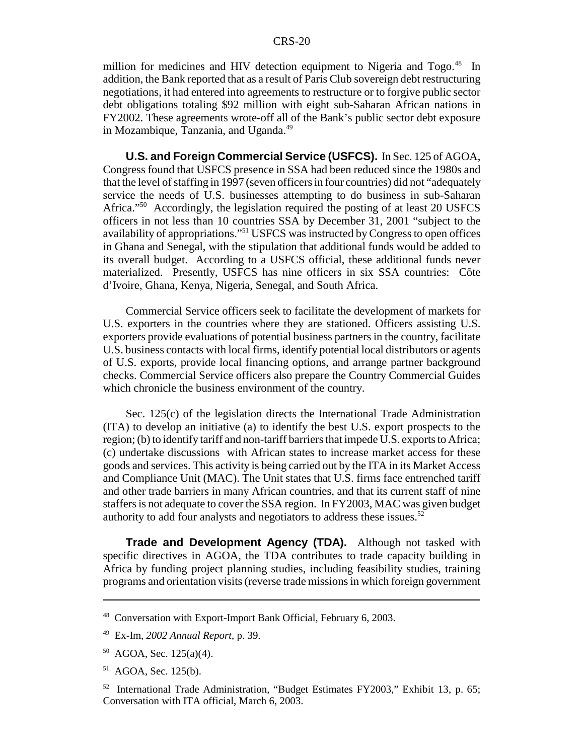million for medicines and HIV detection equipment to Nigeria and Togo.[48] In addition, the Bank reported that as a result of Paris Club sovereign debt restructuring negotiations, it had entered into agreements to restructure or to forgive public sector debt obligations totaling $92 million with eight sub-Saharan African nations in FY2002. These agreements wrote-off all of the Bank's public sector debt exposure in Mozambique, Tanzania, and Uganda.[49]

**U.S. and Foreign Commercial Service (USFCS).** In Sec. 125 of AGOA, Congress found that USFCS presence in SSA had been reduced since the 1980s and that the level of staffing in 1997 (seven officers in four countries) did not "adequately service the needs of U.S. businesses attempting to do business in sub-Saharan Africa."[50] Accordingly, the legislation required the posting of at least 20 USFCS officers in not less than 10 countries SSA by December 31, 2001 "subject to the availability of appropriations."[51] USFCS was instructed by Congress to open offices in Ghana and Senegal, with the stipulation that additional funds would be added to its overall budget. According to a USFCS official, these additional funds never materialized. Presently, USFCS has nine officers in six SSA countries: Côte d'Ivoire, Ghana, Kenya, Nigeria, Senegal, and South Africa.

Commercial Service officers seek to facilitate the development of markets for U.S. exporters in the countries where they are stationed. Officers assisting U.S. exporters provide evaluations of potential business partners in the country, facilitate U.S. business contacts with local firms, identify potential local distributors or agents of U.S. exports, provide local financing options, and arrange partner background checks. Commercial Service officers also prepare the Country Commercial Guides which chronicle the business environment of the country.

Sec. 125(c) of the legislation directs the International Trade Administration (ITA) to develop an initiative (a) to identify the best U.S. export prospects to the region; (b) to identify tariff and non-tariff barriers that impede U.S. exports to Africa; (c) undertake discussions with African states to increase market access for these goods and services. This activity is being carried out by the ITA in its Market Access and Compliance Unit (MAC). The Unit states that U.S. firms face entrenched tariff and other trade barriers in many African countries, and that its current staff of nine staffers is not adequate to cover the SSA region. In FY2003, MAC was given budget authority to add four analysts and negotiators to address these issues.[52]

**Trade and Development Agency (TDA).** Although not tasked with specific directives in AGOA, the TDA contributes to trade capacity building in Africa by funding project planning studies, including feasibility studies, training programs and orientation visits (reverse trade missions in which foreign government

---

[48] Conversation with Export-Import Bank Official, February 6, 2003.

[49] Ex-Im, *2002 Annual Report*, p. 39.

[50] AGOA, Sec. 125(a)(4).

[51] AGOA, Sec. 125(b).

[52] International Trade Administration, "Budget Estimates FY2003," Exhibit 13, p. 65; Conversation with ITA official, March 6, 2003.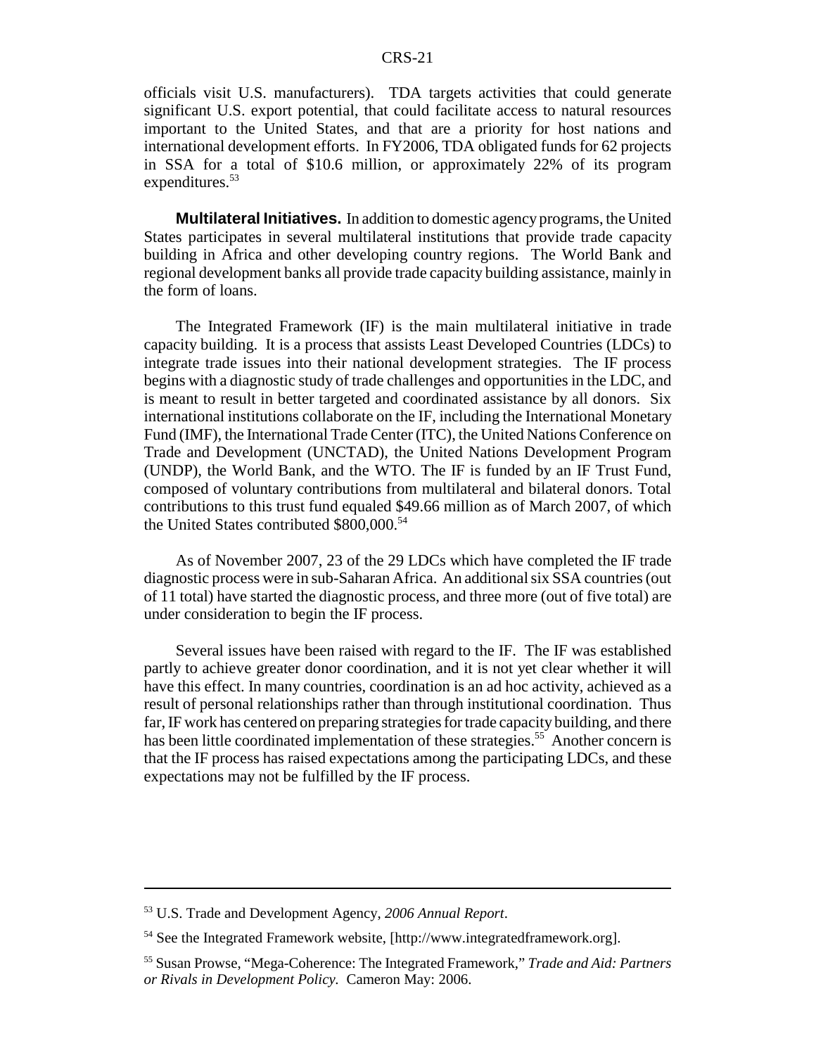officials visit U.S. manufacturers). TDA targets activities that could generate significant U.S. export potential, that could facilitate access to natural resources important to the United States, and that are a priority for host nations and international development efforts. In FY2006, TDA obligated funds for 62 projects in SSA for a total of $10.6 million, or approximately 22% of its program expenditures.[53]

**Multilateral Initiatives.** In addition to domestic agency programs, the United States participates in several multilateral institutions that provide trade capacity building in Africa and other developing country regions. The World Bank and regional development banks all provide trade capacity building assistance, mainly in the form of loans.

The Integrated Framework (IF) is the main multilateral initiative in trade capacity building. It is a process that assists Least Developed Countries (LDCs) to integrate trade issues into their national development strategies. The IF process begins with a diagnostic study of trade challenges and opportunities in the LDC, and is meant to result in better targeted and coordinated assistance by all donors. Six international institutions collaborate on the IF, including the International Monetary Fund (IMF), the International Trade Center (ITC), the United Nations Conference on Trade and Development (UNCTAD), the United Nations Development Program (UNDP), the World Bank, and the WTO. The IF is funded by an IF Trust Fund, composed of voluntary contributions from multilateral and bilateral donors. Total contributions to this trust fund equaled $49.66 million as of March 2007, of which the United States contributed $800,000.[54]

As of November 2007, 23 of the 29 LDCs which have completed the IF trade diagnostic process were in sub-Saharan Africa. An additional six SSA countries (out of 11 total) have started the diagnostic process, and three more (out of five total) are under consideration to begin the IF process.

Several issues have been raised with regard to the IF. The IF was established partly to achieve greater donor coordination, and it is not yet clear whether it will have this effect. In many countries, coordination is an ad hoc activity, achieved as a result of personal relationships rather than through institutional coordination. Thus far, IF work has centered on preparing strategies for trade capacity building, and there has been little coordinated implementation of these strategies.[55] Another concern is that the IF process has raised expectations among the participating LDCs, and these expectations may not be fulfilled by the IF process.

---

[53] U.S. Trade and Development Agency, *2006 Annual Report*.

[54] See the Integrated Framework website, [http://www.integratedframework.org].

[55] Susan Prowse, "Mega-Coherence: The Integrated Framework," *Trade and Aid: Partners or Rivals in Development Policy.* Cameron May: 2006.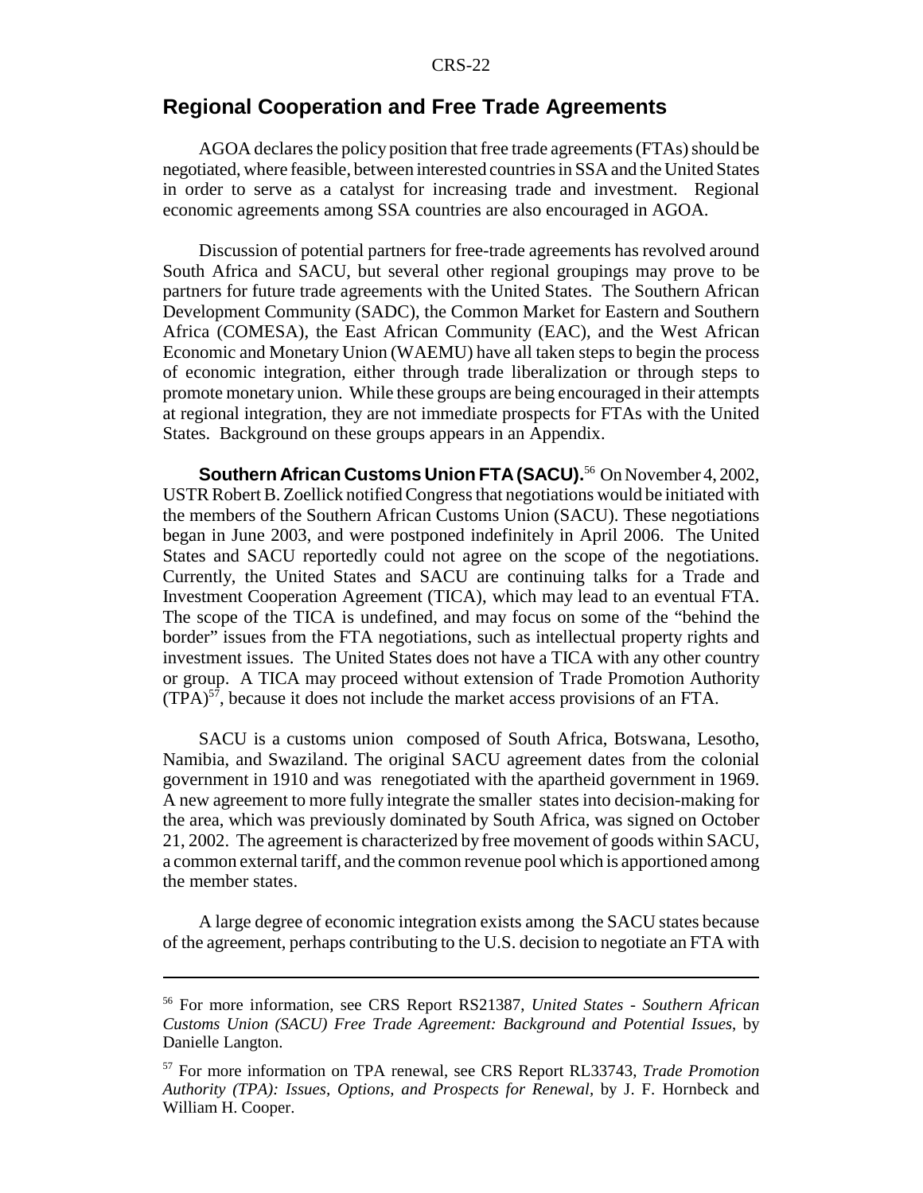## Regional Cooperation and Free Trade Agreements

AGOA declares the policy position that free trade agreements (FTAs) should be negotiated, where feasible, between interested countries in SSA and the United States in order to serve as a catalyst for increasing trade and investment. Regional economic agreements among SSA countries are also encouraged in AGOA.

Discussion of potential partners for free-trade agreements has revolved around South Africa and SACU, but several other regional groupings may prove to be partners for future trade agreements with the United States. The Southern African Development Community (SADC), the Common Market for Eastern and Southern Africa (COMESA), the East African Community (EAC), and the West African Economic and Monetary Union (WAEMU) have all taken steps to begin the process of economic integration, either through trade liberalization or through steps to promote monetary union. While these groups are being encouraged in their attempts at regional integration, they are not immediate prospects for FTAs with the United States. Background on these groups appears in an Appendix.

**Southern African Customs Union FTA (SACU).**[56] On November 4, 2002, USTR Robert B. Zoellick notified Congress that negotiations would be initiated with the members of the Southern African Customs Union (SACU). These negotiations began in June 2003, and were postponed indefinitely in April 2006. The United States and SACU reportedly could not agree on the scope of the negotiations. Currently, the United States and SACU are continuing talks for a Trade and Investment Cooperation Agreement (TICA), which may lead to an eventual FTA. The scope of the TICA is undefined, and may focus on some of the "behind the border" issues from the FTA negotiations, such as intellectual property rights and investment issues. The United States does not have a TICA with any other country or group. A TICA may proceed without extension of Trade Promotion Authority (TPA)[57], because it does not include the market access provisions of an FTA.

SACU is a customs union composed of South Africa, Botswana, Lesotho, Namibia, and Swaziland. The original SACU agreement dates from the colonial government in 1910 and was renegotiated with the apartheid government in 1969. A new agreement to more fully integrate the smaller states into decision-making for the area, which was previously dominated by South Africa, was signed on October 21, 2002. The agreement is characterized by free movement of goods within SACU, a common external tariff, and the common revenue pool which is apportioned among the member states.

A large degree of economic integration exists among the SACU states because of the agreement, perhaps contributing to the U.S. decision to negotiate an FTA with

---

[56] For more information, see CRS Report RS21387, *United States - Southern African Customs Union (SACU) Free Trade Agreement: Background and Potential Issues*, by Danielle Langton.

[57] For more information on TPA renewal, see CRS Report RL33743, *Trade Promotion Authority (TPA): Issues, Options, and Prospects for Renewal*, by J. F. Hornbeck and William H. Cooper.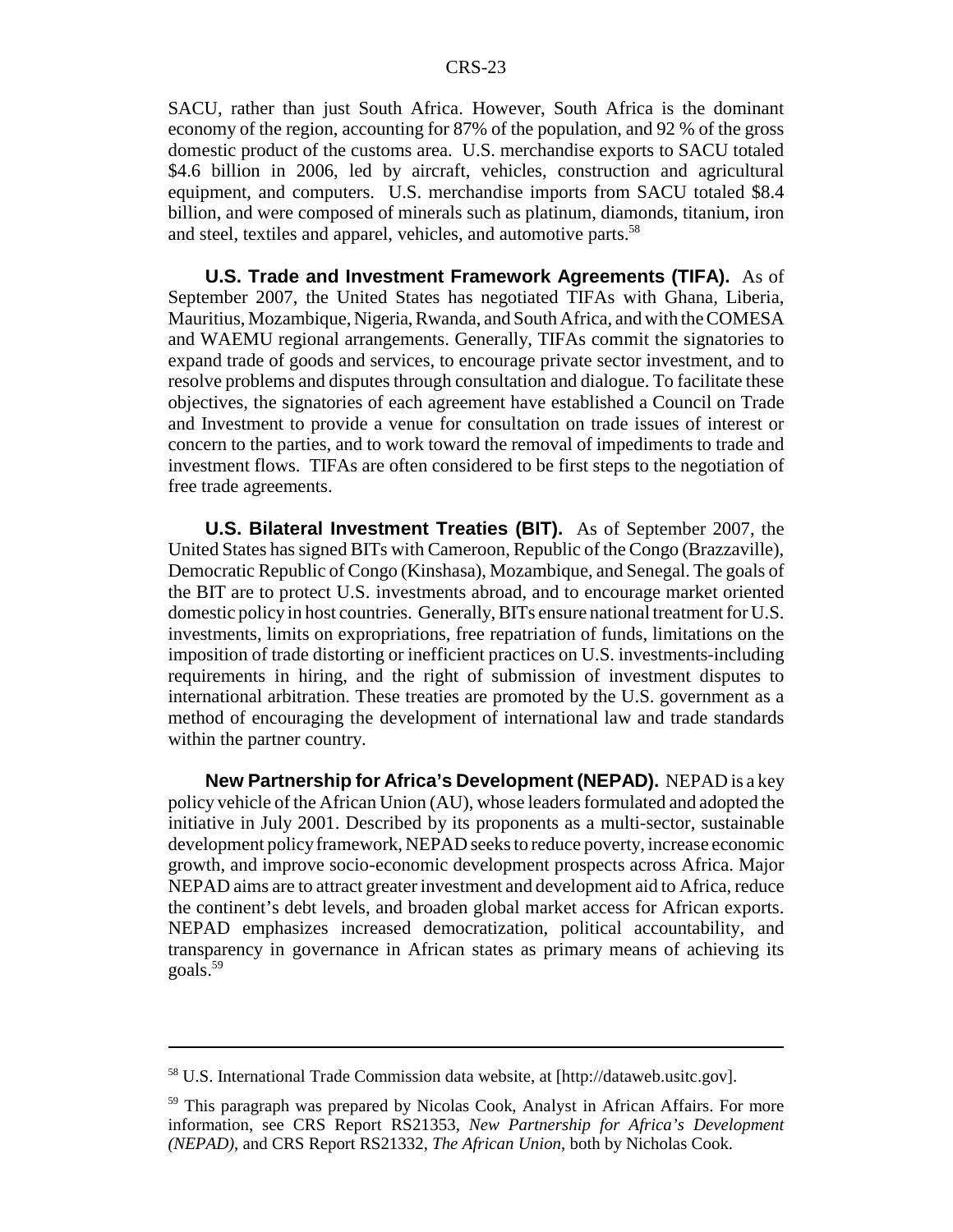SACU, rather than just South Africa. However, South Africa is the dominant economy of the region, accounting for 87% of the population, and 92 % of the gross domestic product of the customs area. U.S. merchandise exports to SACU totaled $4.6 billion in 2006, led by aircraft, vehicles, construction and agricultural equipment, and computers. U.S. merchandise imports from SACU totaled $8.4 billion, and were composed of minerals such as platinum, diamonds, titanium, iron and steel, textiles and apparel, vehicles, and automotive parts.[58]

**U.S. Trade and Investment Framework Agreements (TIFA).** As of September 2007, the United States has negotiated TIFAs with Ghana, Liberia, Mauritius, Mozambique, Nigeria, Rwanda, and South Africa, and with the COMESA and WAEMU regional arrangements. Generally, TIFAs commit the signatories to expand trade of goods and services, to encourage private sector investment, and to resolve problems and disputes through consultation and dialogue. To facilitate these objectives, the signatories of each agreement have established a Council on Trade and Investment to provide a venue for consultation on trade issues of interest or concern to the parties, and to work toward the removal of impediments to trade and investment flows. TIFAs are often considered to be first steps to the negotiation of free trade agreements.

**U.S. Bilateral Investment Treaties (BIT).** As of September 2007, the United States has signed BITs with Cameroon, Republic of the Congo (Brazzaville), Democratic Republic of Congo (Kinshasa), Mozambique, and Senegal. The goals of the BIT are to protect U.S. investments abroad, and to encourage market oriented domestic policy in host countries. Generally, BITs ensure national treatment for U.S. investments, limits on expropriations, free repatriation of funds, limitations on the imposition of trade distorting or inefficient practices on U.S. investments-including requirements in hiring, and the right of submission of investment disputes to international arbitration. These treaties are promoted by the U.S. government as a method of encouraging the development of international law and trade standards within the partner country.

**New Partnership for Africa's Development (NEPAD).** NEPAD is a key policy vehicle of the African Union (AU), whose leaders formulated and adopted the initiative in July 2001. Described by its proponents as a multi-sector, sustainable development policy framework, NEPAD seeks to reduce poverty, increase economic growth, and improve socio-economic development prospects across Africa. Major NEPAD aims are to attract greater investment and development aid to Africa, reduce the continent's debt levels, and broaden global market access for African exports. NEPAD emphasizes increased democratization, political accountability, and transparency in governance in African states as primary means of achieving its goals.[59]

---

[58] U.S. International Trade Commission data website, at [http://dataweb.usitc.gov].

[59] This paragraph was prepared by Nicolas Cook, Analyst in African Affairs. For more information, see CRS Report RS21353, *New Partnership for Africa's Development (NEPAD)*, and CRS Report RS21332, *The African Union*, both by Nicholas Cook.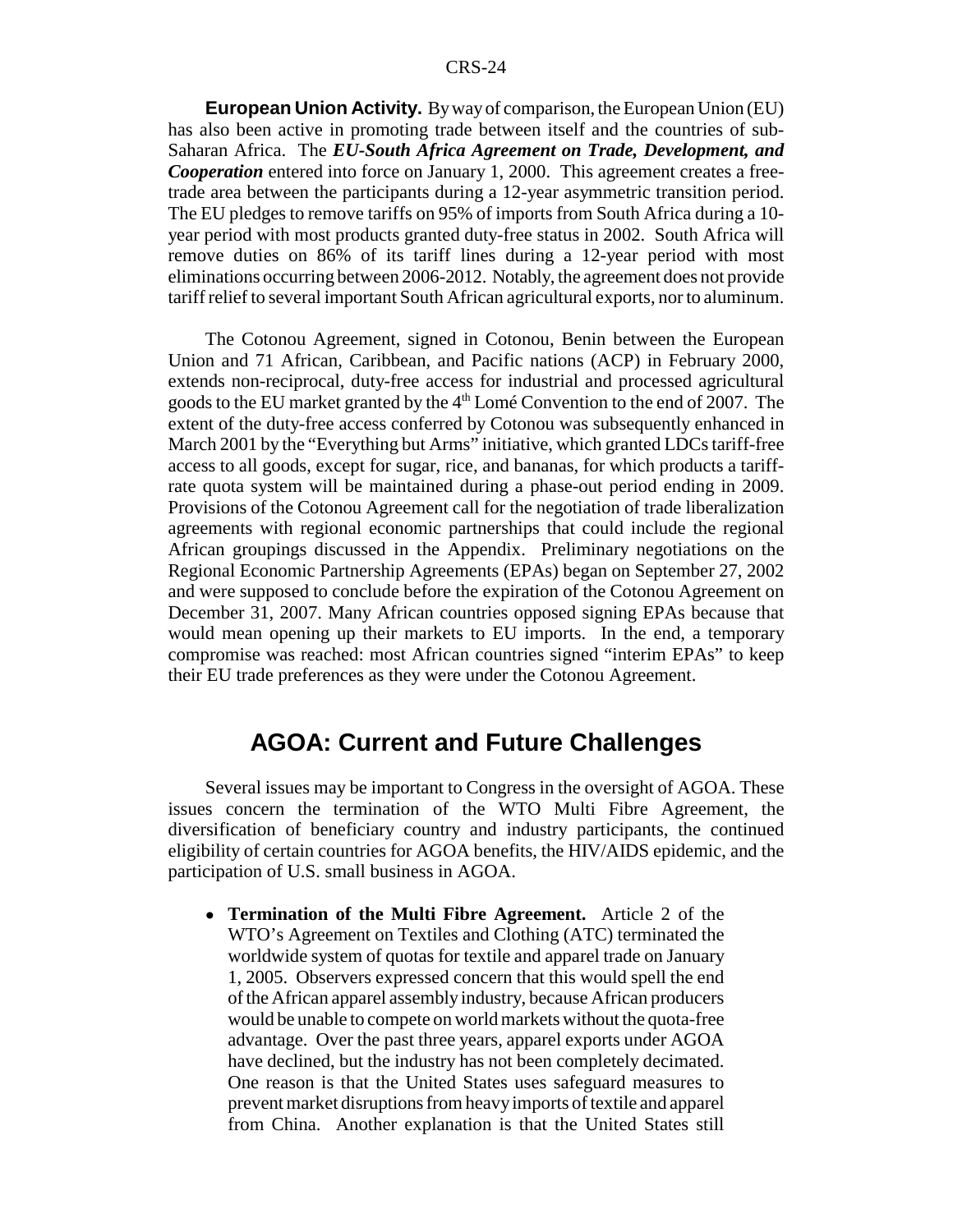**European Union Activity.** By way of comparison, the European Union (EU) has also been active in promoting trade between itself and the countries of sub-Saharan Africa. The ***EU-South Africa Agreement on Trade, Development, and Cooperation*** entered into force on January 1, 2000. This agreement creates a free-trade area between the participants during a 12-year asymmetric transition period. The EU pledges to remove tariffs on 95% of imports from South Africa during a 10-year period with most products granted duty-free status in 2002. South Africa will remove duties on 86% of its tariff lines during a 12-year period with most eliminations occurring between 2006-2012. Notably, the agreement does not provide tariff relief to several important South African agricultural exports, nor to aluminum.

The Cotonou Agreement, signed in Cotonou, Benin between the European Union and 71 African, Caribbean, and Pacific nations (ACP) in February 2000, extends non-reciprocal, duty-free access for industrial and processed agricultural goods to the EU market granted by the 4th Lomé Convention to the end of 2007. The extent of the duty-free access conferred by Cotonou was subsequently enhanced in March 2001 by the "Everything but Arms" initiative, which granted LDCs tariff-free access to all goods, except for sugar, rice, and bananas, for which products a tariff-rate quota system will be maintained during a phase-out period ending in 2009. Provisions of the Cotonou Agreement call for the negotiation of trade liberalization agreements with regional economic partnerships that could include the regional African groupings discussed in the Appendix. Preliminary negotiations on the Regional Economic Partnership Agreements (EPAs) began on September 27, 2002 and were supposed to conclude before the expiration of the Cotonou Agreement on December 31, 2007. Many African countries opposed signing EPAs because that would mean opening up their markets to EU imports. In the end, a temporary compromise was reached: most African countries signed "interim EPAs" to keep their EU trade preferences as they were under the Cotonou Agreement.

## AGOA: Current and Future Challenges

Several issues may be important to Congress in the oversight of AGOA. These issues concern the termination of the WTO Multi Fibre Agreement, the diversification of beneficiary country and industry participants, the continued eligibility of certain countries for AGOA benefits, the HIV/AIDS epidemic, and the participation of U.S. small business in AGOA.

- **Termination of the Multi Fibre Agreement.** Article 2 of the WTO's Agreement on Textiles and Clothing (ATC) terminated the worldwide system of quotas for textile and apparel trade on January 1, 2005. Observers expressed concern that this would spell the end of the African apparel assembly industry, because African producers would be unable to compete on world markets without the quota-free advantage. Over the past three years, apparel exports under AGOA have declined, but the industry has not been completely decimated. One reason is that the United States uses safeguard measures to prevent market disruptions from heavy imports of textile and apparel from China. Another explanation is that the United States still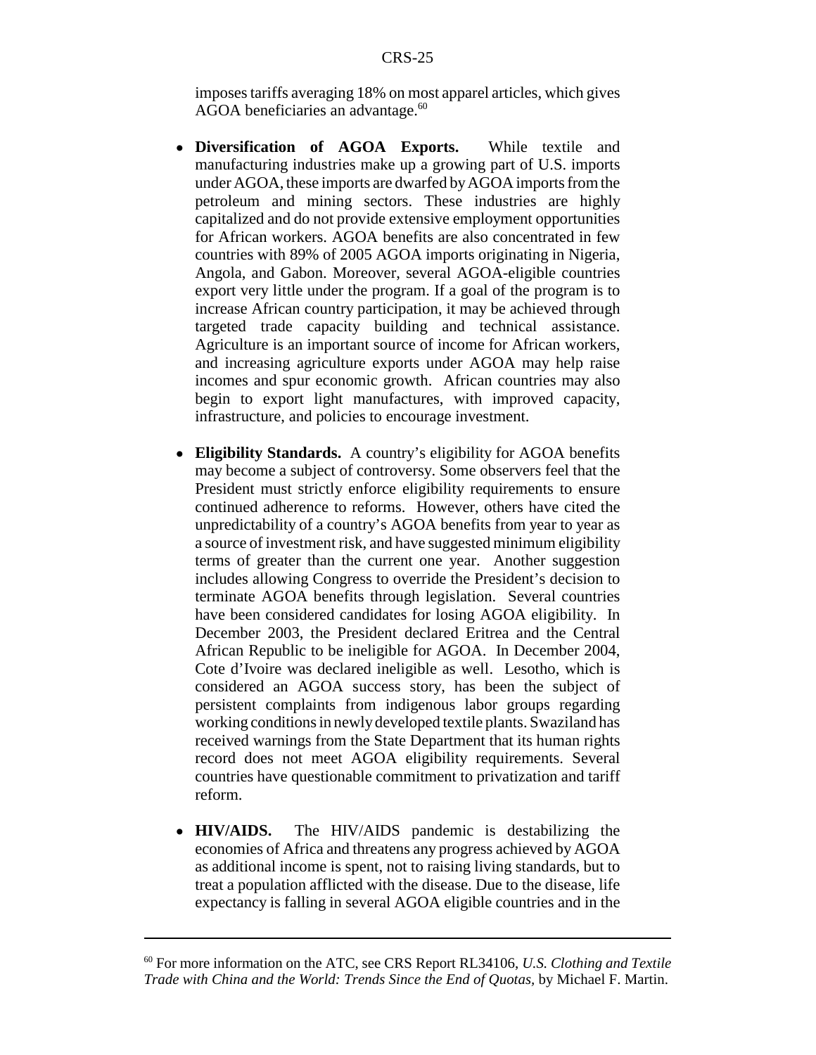imposes tariffs averaging 18% on most apparel articles, which gives AGOA beneficiaries an advantage.[60]

- **Diversification of AGOA Exports.** While textile and manufacturing industries make up a growing part of U.S. imports under AGOA, these imports are dwarfed by AGOA imports from the petroleum and mining sectors. These industries are highly capitalized and do not provide extensive employment opportunities for African workers. AGOA benefits are also concentrated in few countries with 89% of 2005 AGOA imports originating in Nigeria, Angola, and Gabon. Moreover, several AGOA-eligible countries export very little under the program. If a goal of the program is to increase African country participation, it may be achieved through targeted trade capacity building and technical assistance. Agriculture is an important source of income for African workers, and increasing agriculture exports under AGOA may help raise incomes and spur economic growth. African countries may also begin to export light manufactures, with improved capacity, infrastructure, and policies to encourage investment.

- **Eligibility Standards.** A country's eligibility for AGOA benefits may become a subject of controversy. Some observers feel that the President must strictly enforce eligibility requirements to ensure continued adherence to reforms. However, others have cited the unpredictability of a country's AGOA benefits from year to year as a source of investment risk, and have suggested minimum eligibility terms of greater than the current one year. Another suggestion includes allowing Congress to override the President's decision to terminate AGOA benefits through legislation. Several countries have been considered candidates for losing AGOA eligibility. In December 2003, the President declared Eritrea and the Central African Republic to be ineligible for AGOA. In December 2004, Cote d'Ivoire was declared ineligible as well. Lesotho, which is considered an AGOA success story, has been the subject of persistent complaints from indigenous labor groups regarding working conditions in newly developed textile plants. Swaziland has received warnings from the State Department that its human rights record does not meet AGOA eligibility requirements. Several countries have questionable commitment to privatization and tariff reform.

- **HIV/AIDS.** The HIV/AIDS pandemic is destabilizing the economies of Africa and threatens any progress achieved by AGOA as additional income is spent, not to raising living standards, but to treat a population afflicted with the disease. Due to the disease, life expectancy is falling in several AGOA eligible countries and in the

---

[60] For more information on the ATC, see CRS Report RL34106, *U.S. Clothing and Textile Trade with China and the World: Trends Since the End of Quotas*, by Michael F. Martin.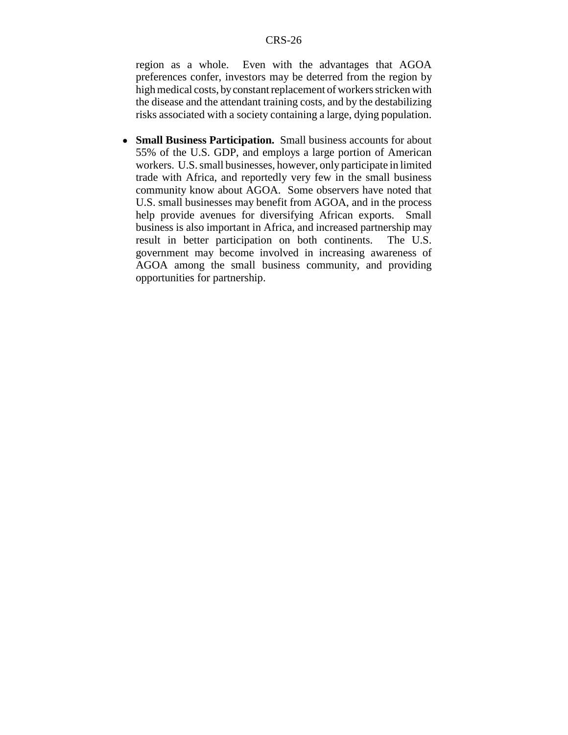region as a whole. Even with the advantages that AGOA preferences confer, investors may be deterred from the region by high medical costs, by constant replacement of workers stricken with the disease and the attendant training costs, and by the destabilizing risks associated with a society containing a large, dying population.

- **Small Business Participation.** Small business accounts for about 55% of the U.S. GDP, and employs a large portion of American workers. U.S. small businesses, however, only participate in limited trade with Africa, and reportedly very few in the small business community know about AGOA. Some observers have noted that U.S. small businesses may benefit from AGOA, and in the process help provide avenues for diversifying African exports. Small business is also important in Africa, and increased partnership may result in better participation on both continents. The U.S. government may become involved in increasing awareness of AGOA among the small business community, and providing opportunities for partnership.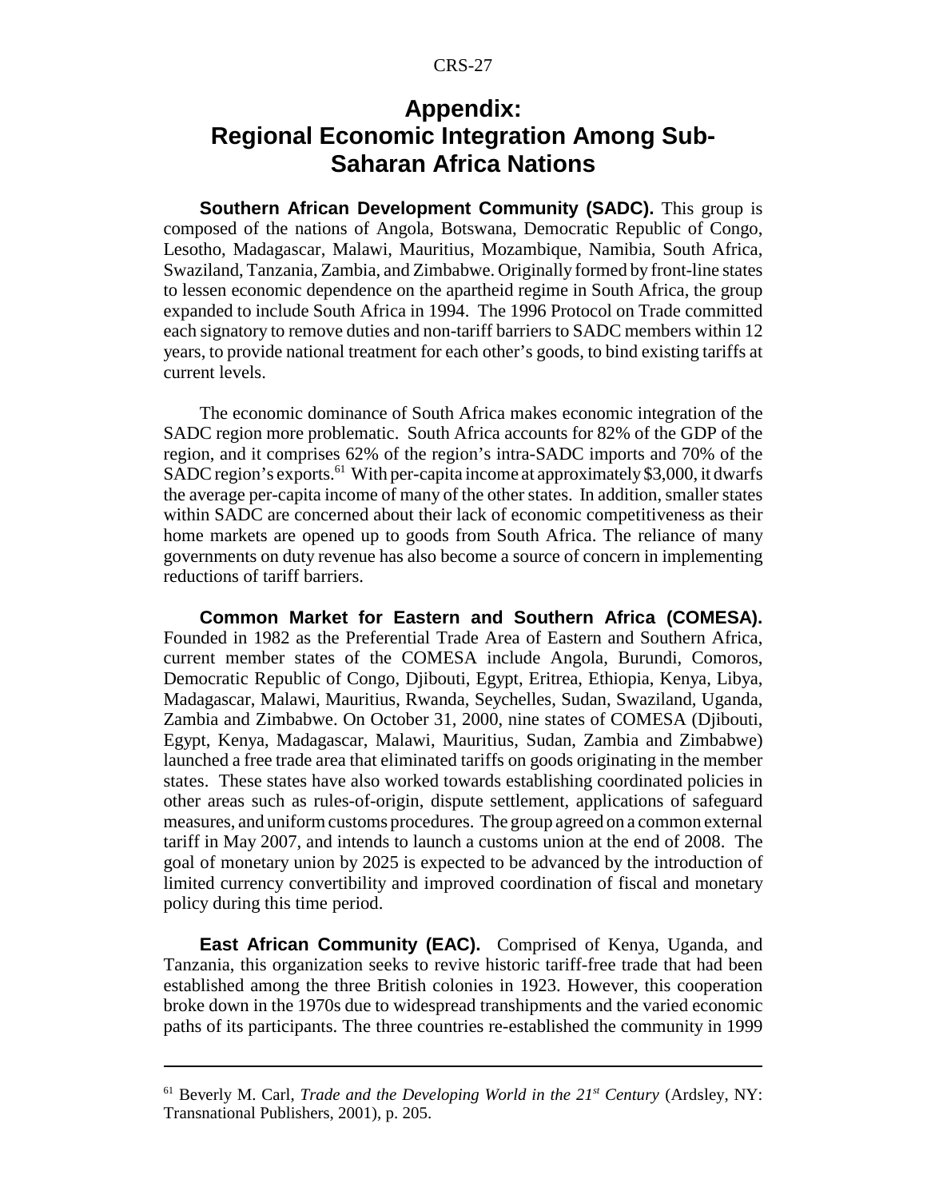# Appendix: Regional Economic Integration Among Sub-Saharan Africa Nations

**Southern African Development Community (SADC).** This group is composed of the nations of Angola, Botswana, Democratic Republic of Congo, Lesotho, Madagascar, Malawi, Mauritius, Mozambique, Namibia, South Africa, Swaziland, Tanzania, Zambia, and Zimbabwe. Originally formed by front-line states to lessen economic dependence on the apartheid regime in South Africa, the group expanded to include South Africa in 1994. The 1996 Protocol on Trade committed each signatory to remove duties and non-tariff barriers to SADC members within 12 years, to provide national treatment for each other's goods, to bind existing tariffs at current levels.

The economic dominance of South Africa makes economic integration of the SADC region more problematic. South Africa accounts for 82% of the GDP of the region, and it comprises 62% of the region's intra-SADC imports and 70% of the SADC region's exports.[61] With per-capita income at approximately $3,000, it dwarfs the average per-capita income of many of the other states. In addition, smaller states within SADC are concerned about their lack of economic competitiveness as their home markets are opened up to goods from South Africa. The reliance of many governments on duty revenue has also become a source of concern in implementing reductions of tariff barriers.

**Common Market for Eastern and Southern Africa (COMESA).** Founded in 1982 as the Preferential Trade Area of Eastern and Southern Africa, current member states of the COMESA include Angola, Burundi, Comoros, Democratic Republic of Congo, Djibouti, Egypt, Eritrea, Ethiopia, Kenya, Libya, Madagascar, Malawi, Mauritius, Rwanda, Seychelles, Sudan, Swaziland, Uganda, Zambia and Zimbabwe. On October 31, 2000, nine states of COMESA (Djibouti, Egypt, Kenya, Madagascar, Malawi, Mauritius, Sudan, Zambia and Zimbabwe) launched a free trade area that eliminated tariffs on goods originating in the member states. These states have also worked towards establishing coordinated policies in other areas such as rules-of-origin, dispute settlement, applications of safeguard measures, and uniform customs procedures. The group agreed on a common external tariff in May 2007, and intends to launch a customs union at the end of 2008. The goal of monetary union by 2025 is expected to be advanced by the introduction of limited currency convertibility and improved coordination of fiscal and monetary policy during this time period.

**East African Community (EAC).** Comprised of Kenya, Uganda, and Tanzania, this organization seeks to revive historic tariff-free trade that had been established among the three British colonies in 1923. However, this cooperation broke down in the 1970s due to widespread transhipments and the varied economic paths of its participants. The three countries re-established the community in 1999

---

[61] Beverly M. Carl, *Trade and the Developing World in the 21st Century* (Ardsley, NY: Transnational Publishers, 2001), p. 205.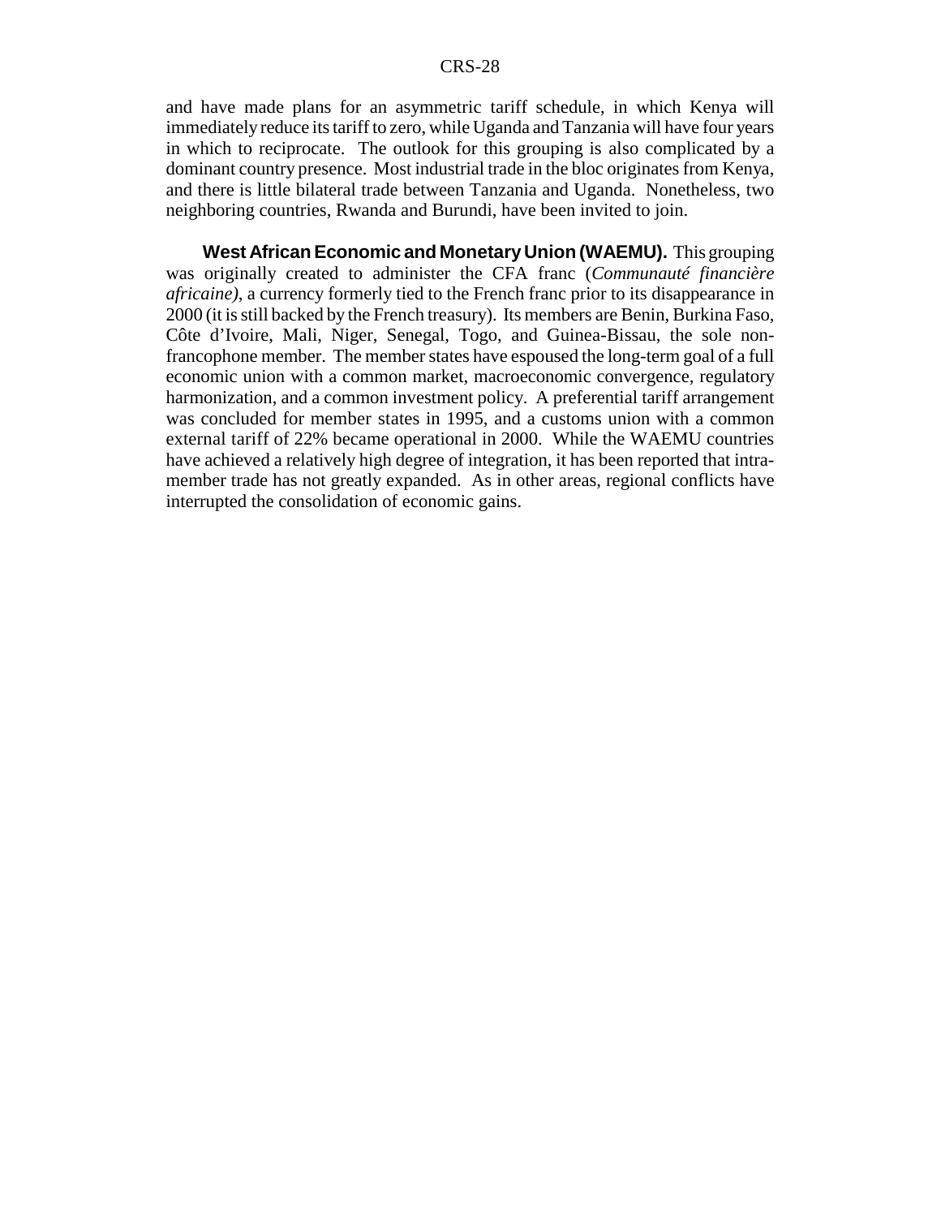and have made plans for an asymmetric tariff schedule, in which Kenya will immediately reduce its tariff to zero, while Uganda and Tanzania will have four years in which to reciprocate. The outlook for this grouping is also complicated by a dominant country presence. Most industrial trade in the bloc originates from Kenya, and there is little bilateral trade between Tanzania and Uganda. Nonetheless, two neighboring countries, Rwanda and Burundi, have been invited to join.

**West African Economic and Monetary Union (WAEMU).** This grouping was originally created to administer the CFA franc (*Communauté financière africaine)*, a currency formerly tied to the French franc prior to its disappearance in 2000 (it is still backed by the French treasury). Its members are Benin, Burkina Faso, Côte d'Ivoire, Mali, Niger, Senegal, Togo, and Guinea-Bissau, the sole non-francophone member. The member states have espoused the long-term goal of a full economic union with a common market, macroeconomic convergence, regulatory harmonization, and a common investment policy. A preferential tariff arrangement was concluded for member states in 1995, and a customs union with a common external tariff of 22% became operational in 2000. While the WAEMU countries have achieved a relatively high degree of integration, it has been reported that intra-member trade has not greatly expanded. As in other areas, regional conflicts have interrupted the consolidation of economic gains.